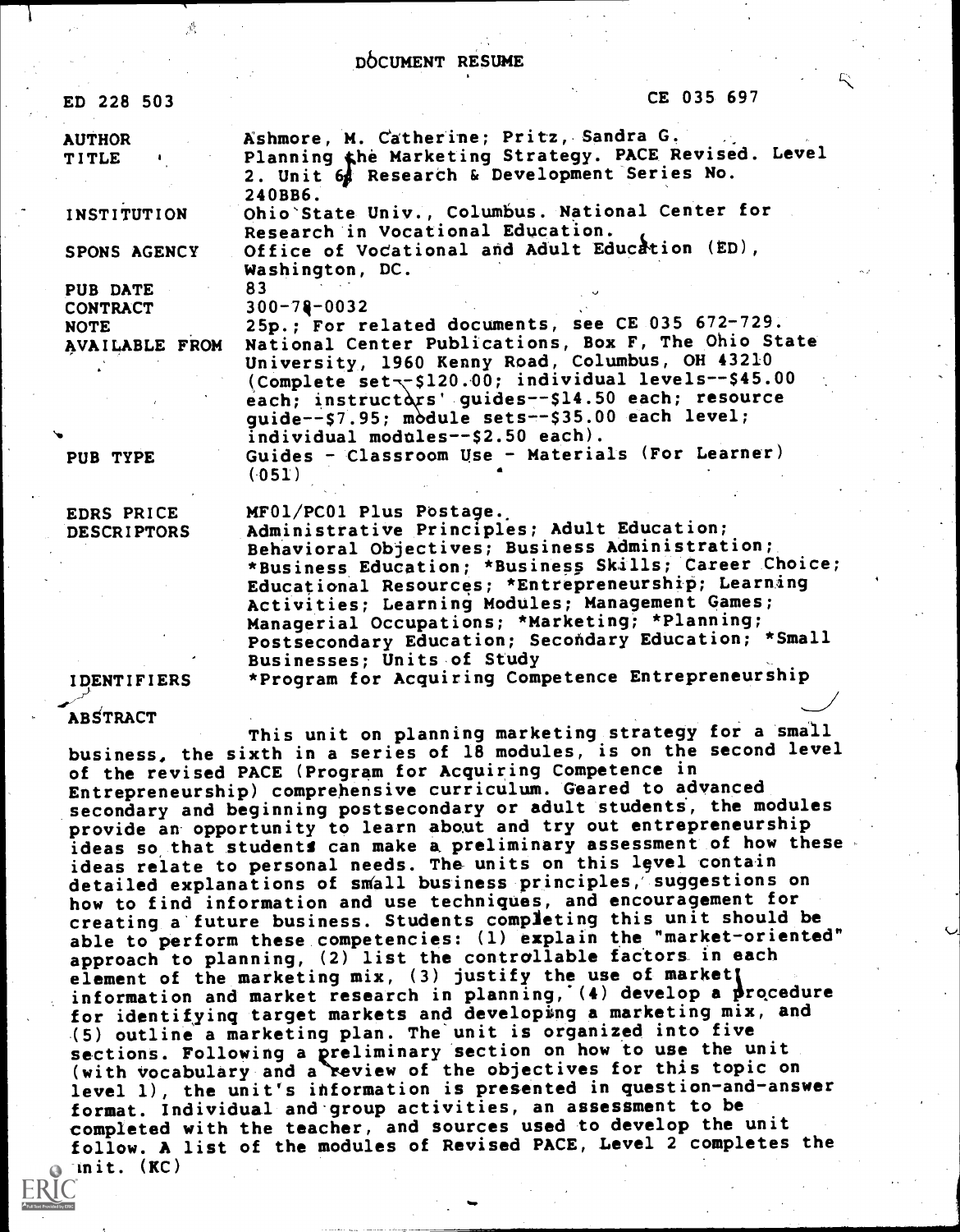# DOCUMENT RESUME

| | |
|---|---|
| ED 228 503 | CE 035 697 |
| AUTHOR | Ashmore, M. Catherine; Pritz, Sandra G. |
| TITLE | Planning the Marketing Strategy. PACE Revised. Level 2. Unit 6. Research & Development Series No. 240BB6. |
| INSTITUTION | Ohio State Univ., Columbus. National Center for Research in Vocational Education. |
| SPONS AGENCY | Office of Vocational and Adult Education (ED), Washington, DC. |
| PUB DATE | 83 |
| CONTRACT | 300-78-0032 |
| NOTE | 25p.; For related documents, see CE 035 672-729. |
| AVAILABLE FROM | National Center Publications, Box F, The Ohio State University, 1960 Kenny Road, Columbus, OH 43210 (Complete set--$120.00; individual levels--$45.00 each; instructors' guides--$14.50 each; resource guide--$7.95; module sets--$35.00 each level; individual modules--$2.50 each). |
| PUB TYPE | Guides - Classroom Use - Materials (For Learner) (051) |
| EDRS PRICE | MF01/PC01 Plus Postage. |
| DESCRIPTORS | Administrative Principles; Adult Education; Behavioral Objectives; Business Administration; *Business Education; *Business Skills; Career Choice; Educational Resources; *Entrepreneurship; Learning Activities; Learning Modules; Management Games; Managerial Occupations; *Marketing; *Planning; Postsecondary Education; Secondary Education; *Small Businesses; Units of Study |
| IDENTIFIERS | *Program for Acquiring Competence Entrepreneurship |

## ABSTRACT

This unit on planning marketing strategy for a small business, the sixth in a series of 18 modules, is on the second level of the revised PACE (Program for Acquiring Competence in Entrepreneurship) comprehensive curriculum. Geared to advanced secondary and beginning postsecondary or adult students, the modules provide an opportunity to learn about and try out entrepreneurship ideas so that students can make a preliminary assessment of how these ideas relate to personal needs. The units on this level contain detailed explanations of small business principles, suggestions on how to find information and use techniques, and encouragement for creating a future business. Students completing this unit should be able to perform these competencies: (1) explain the "market-oriented" approach to planning, (2) list the controllable factors in each element of the marketing mix, (3) justify the use of market information and market research in planning, (4) develop a procedure for identifying target markets and developing a marketing mix, and (5) outline a marketing plan. The unit is organized into five sections. Following a preliminary section on how to use the unit (with vocabulary and a review of the objectives for this topic on level 1), the unit's information is presented in question-and-answer format. Individual and group activities, an assessment to be completed with the teacher, and sources used to develop the unit follow. A list of the modules of Revised PACE, Level 2 completes the unit. (KC)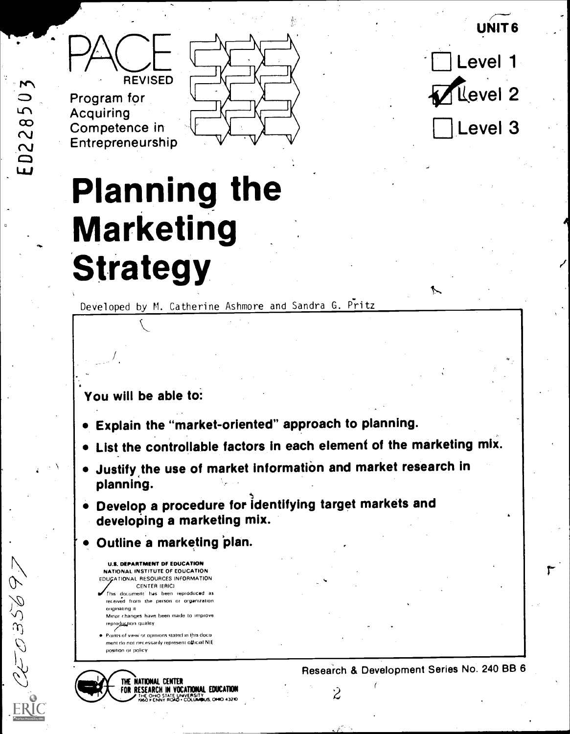PACE REVISED

Program for Acquiring Competence in Entrepreneurship

UNIT 6

- [ ] Level 1
- [x] Level 2
- [ ] Level 3

# Planning the Marketing Strategy

Developed by M. Catherine Ashmore and Sandra G. Pritz

**You will be able to:**

- **Explain the "market-oriented" approach to planning.**
- **List the controllable factors in each element of the marketing mix.**
- **Justify the use of market information and market research in planning.**
- **Develop a procedure for identifying target markets and developing a marketing mix.**
- **Outline a marketing plan.**

**U.S. DEPARTMENT OF EDUCATION**
NATIONAL INSTITUTE OF EDUCATION
EDUCATIONAL RESOURCES INFORMATION CENTER (ERIC)

- This document has been reproduced as received from the person or organization originating it.
- Minor changes have been made to improve reproduction quality.
- Points of view or opinions stated in this document do not necessarily represent official NIE position or policy.

THE NATIONAL CENTER FOR RESEARCH IN VOCATIONAL EDUCATION
THE OHIO STATE UNIVERSITY
1960 KENNY ROAD • COLUMBUS, OHIO 43210

Research & Development Series No. 240 BB 6

ED228503

CE035697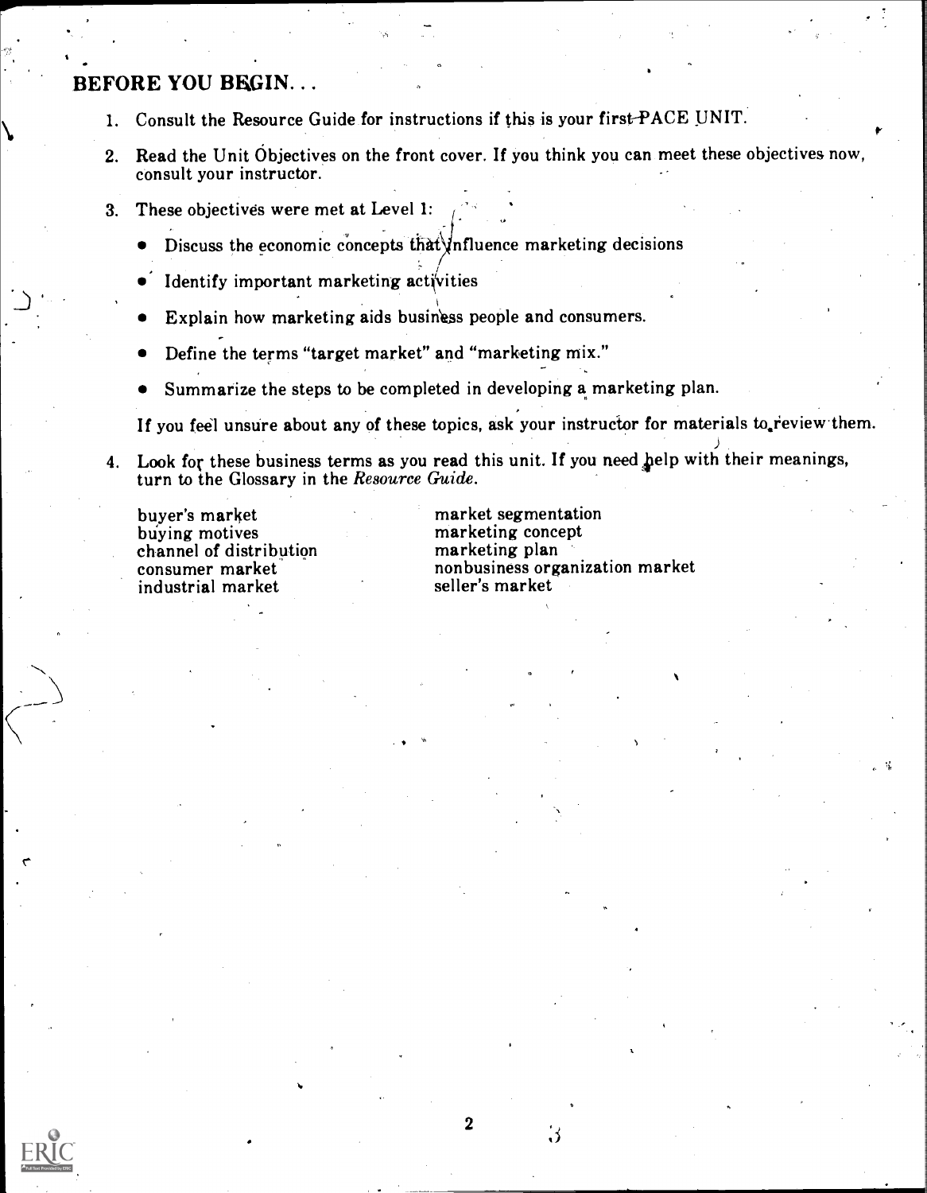## BEFORE YOU BEGIN...

1. Consult the Resource Guide for instructions if this is your first PACE UNIT.
2. Read the Unit Objectives on the front cover. If you think you can meet these objectives now, consult your instructor.
3. These objectives were met at Level 1:
   - Discuss the economic concepts that influence marketing decisions
   - Identify important marketing activities
   - Explain how marketing aids business people and consumers.
   - Define the terms "target market" and "marketing mix."
   - Summarize the steps to be completed in developing a marketing plan.

   If you feel unsure about any of these topics, ask your instructor for materials to review them.
4. Look for these business terms as you read this unit. If you need help with their meanings, turn to the Glossary in the *Resource Guide*.

   buyer's market
   buying motives
   channel of distribution
   consumer market
   industrial market
   market segmentation
   marketing concept
   marketing plan
   nonbusiness organization market
   seller's market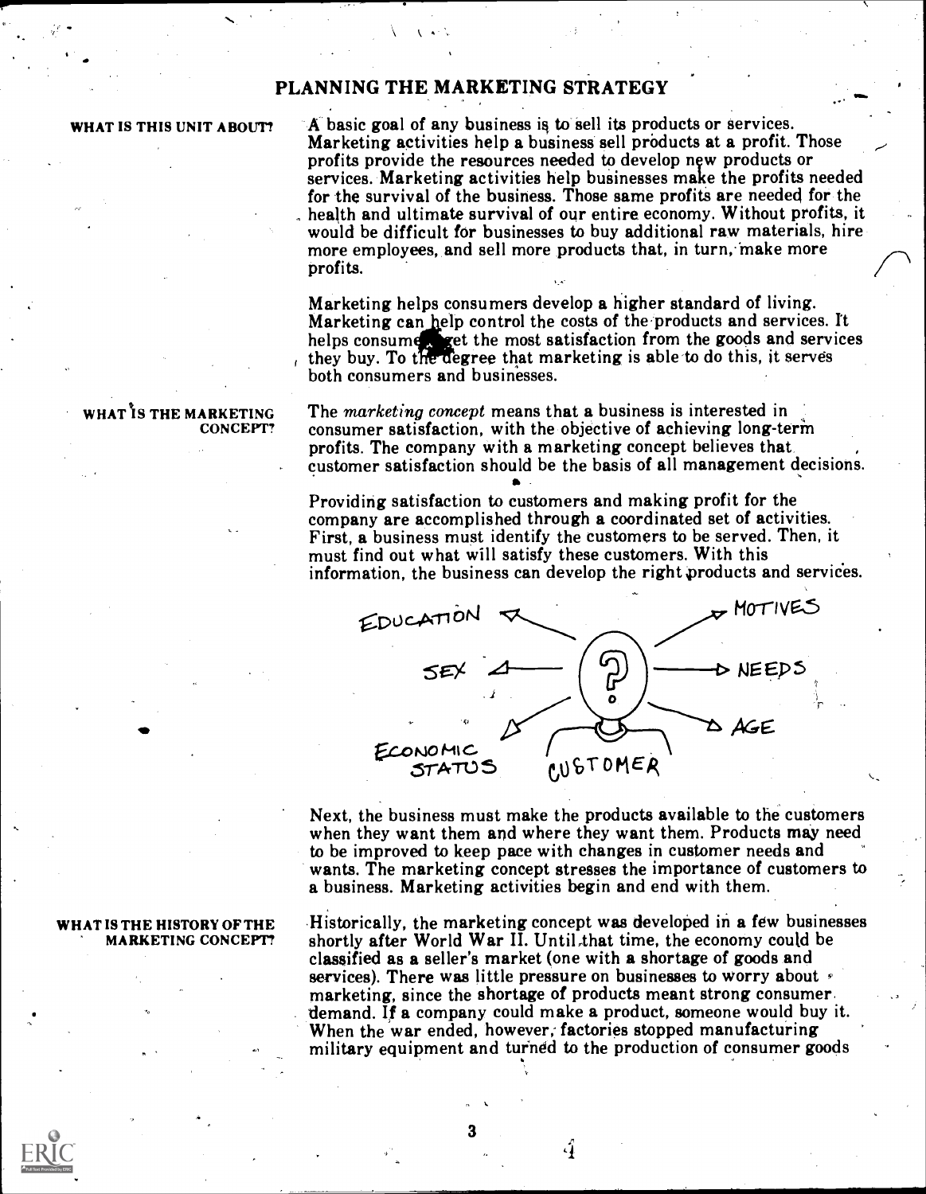# PLANNING THE MARKETING STRATEGY

**WHAT IS THIS UNIT ABOUT?**

A basic goal of any business is to sell its products or services. Marketing activities help a business sell products at a profit. Those profits provide the resources needed to develop new products or services. Marketing activities help businesses make the profits needed for the survival of the business. Those same profits are needed for the health and ultimate survival of our entire economy. Without profits, it would be difficult for businesses to buy additional raw materials, hire more employees, and sell more products that, in turn, make more profits.

Marketing helps consumers develop a higher standard of living. Marketing can help control the costs of the products and services. It helps consumers get the most satisfaction from the goods and services they buy. To the degree that marketing is able to do this, it serves both consumers and businesses.

**WHAT IS THE MARKETING CONCEPT?**

The *marketing concept* means that a business is interested in consumer satisfaction, with the objective of achieving long-term profits. The company with a marketing concept believes that customer satisfaction should be the basis of all management decisions.

Providing satisfaction to customers and making profit for the company are accomplished through a coordinated set of activities. First, a business must identify the customers to be served. Then, it must find out what will satisfy these customers. With this information, the business can develop the right products and services.

EDUCATION — SEX — ECONOMIC STATUS — CUSTOMER — MOTIVES — NEEDS — AGE

Next, the business must make the products available to the customers when they want them and where they want them. Products may need to be improved to keep pace with changes in customer needs and wants. The marketing concept stresses the importance of customers to a business. Marketing activities begin and end with them.

**WHAT IS THE HISTORY OF THE MARKETING CONCEPT?**

Historically, the marketing concept was developed in a few businesses shortly after World War II. Until that time, the economy could be classified as a seller's market (one with a shortage of goods and services). There was little pressure on businesses to worry about marketing, since the shortage of products meant strong consumer demand. If a company could make a product, someone would buy it. When the war ended, however, factories stopped manufacturing military equipment and turned to the production of consumer goods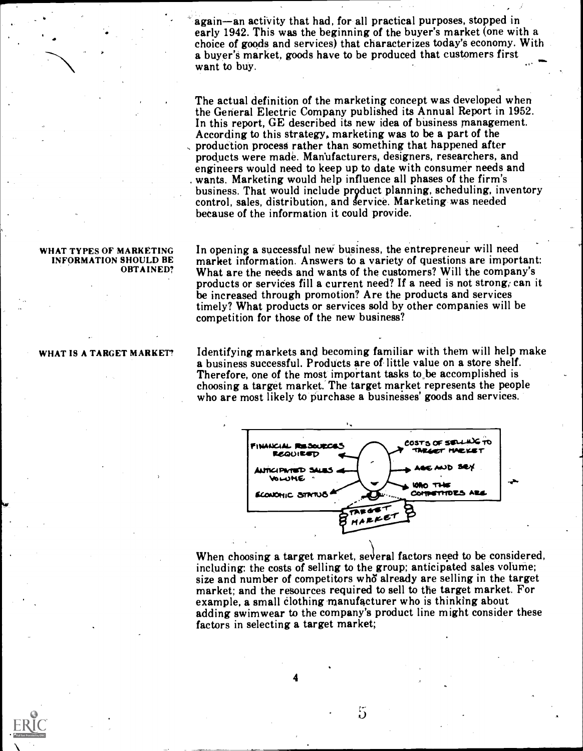again—an activity that had, for all practical purposes, stopped in early 1942. This was the beginning of the buyer's market (one with a choice of goods and services) that characterizes today's economy. With a buyer's market, goods have to be produced that customers first want to buy.

The actual definition of the marketing concept was developed when the General Electric Company published its Annual Report in 1952. In this report, GE described its new idea of business management. According to this strategy, marketing was to be a part of the production process rather than something that happened after products were made. Manufacturers, designers, researchers, and engineers would need to keep up to date with consumer needs and wants. Marketing would help influence all phases of the firm's business. That would include product planning, scheduling, inventory control, sales, distribution, and service. Marketing was needed because of the information it could provide.

## WHAT TYPES OF MARKETING INFORMATION SHOULD BE OBTAINED?

In opening a successful new business, the entrepreneur will need market information. Answers to a variety of questions are important: What are the needs and wants of the customers? Will the company's products or services fill a current need? If a need is not strong, can it be increased through promotion? Are the products and services timely? What products or services sold by other companies will be competition for those of the new business?

## WHAT IS A TARGET MARKET?

Identifying markets and becoming familiar with them will help make a business successful. Products are of little value on a store shelf. Therefore, one of the most important tasks to be accomplished is choosing a target market. The target market represents the people who are most likely to purchase a businesses' goods and services.

FINANCIAL RESOURCES REQUIRED · ANTICIPATED SALES VOLUME · ECONOMIC STATUS · COSTS OF SELLING TO TARGET MARKET · AGE AND SEX · WHO THE COMPETITORS ARE · TARGET MARKET

When choosing a target market, several factors need to be considered, including: the costs of selling to the group; anticipated sales volume; size and number of competitors who already are selling in the target market; and the resources required to sell to the target market. For example, a small clothing manufacturer who is thinking about adding swimwear to the company's product line might consider these factors in selecting a target market;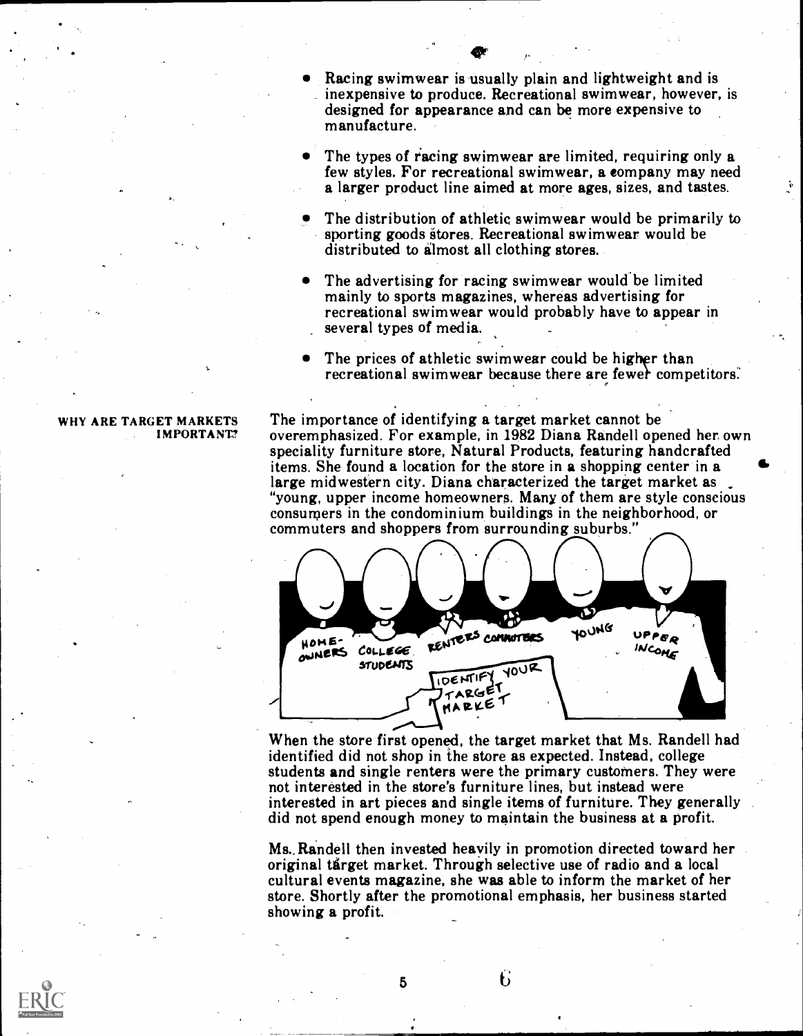- Racing swimwear is usually plain and lightweight and is inexpensive to produce. Recreational swimwear, however, is designed for appearance and can be more expensive to manufacture.

- The types of racing swimwear are limited, requiring only a few styles. For recreational swimwear, a company may need a larger product line aimed at more ages, sizes, and tastes.

- The distribution of athletic swimwear would be primarily to sporting goods stores. Recreational swimwear would be distributed to almost all clothing stores.

- The advertising for racing swimwear would be limited mainly to sports magazines, whereas advertising for recreational swimwear would probably have to appear in several types of media.

- The prices of athletic swimwear could be higher than recreational swimwear because there are fewer competitors.

## WHY ARE TARGET MARKETS IMPORTANT?

The importance of identifying a target market cannot be overemphasized. For example, in 1982 Diana Randell opened her own speciality furniture store, Natural Products, featuring handcrafted items. She found a location for the store in a shopping center in a large midwestern city. Diana characterized the target market as "young, upper income homeowners. Many of them are style conscious consumers in the condominium buildings in the neighborhood, or commuters and shoppers from surrounding suburbs."

When the store first opened, the target market that Ms. Randell had identified did not shop in the store as expected. Instead, college students and single renters were the primary customers. They were not interested in the store's furniture lines, but instead were interested in art pieces and single items of furniture. They generally did not spend enough money to maintain the business at a profit.

Ms. Randell then invested heavily in promotion directed toward her original target market. Through selective use of radio and a local cultural events magazine, she was able to inform the market of her store. Shortly after the promotional emphasis, her business started showing a profit.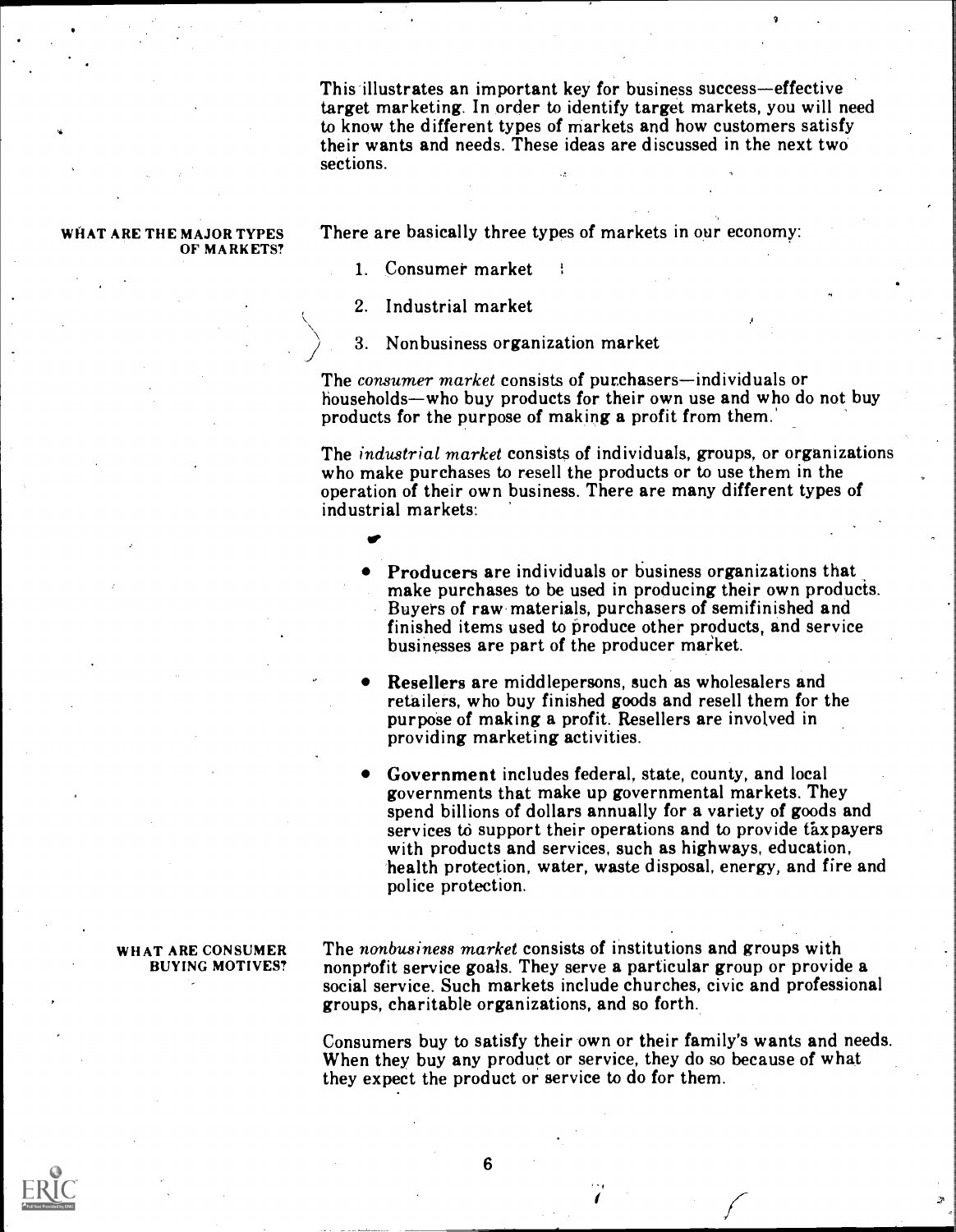This illustrates an important key for business success—effective target marketing. In order to identify target markets, you will need to know the different types of markets and how customers satisfy their wants and needs. These ideas are discussed in the next two sections.

## WHAT ARE THE MAJOR TYPES OF MARKETS?

There are basically three types of markets in our economy:

1. Consumer market
2. Industrial market
3. Nonbusiness organization market

The *consumer market* consists of purchasers—individuals or households—who buy products for their own use and who do not buy products for the purpose of making a profit from them.

The *industrial market* consists of individuals, groups, or organizations who make purchases to resell the products or to use them in the operation of their own business. There are many different types of industrial markets:

- **Producers** are individuals or business organizations that make purchases to be used in producing their own products. Buyers of raw materials, purchasers of semifinished and finished items used to produce other products, and service businesses are part of the producer market.
- **Resellers** are middlepersons, such as wholesalers and retailers, who buy finished goods and resell them for the purpose of making a profit. Resellers are involved in providing marketing activities.
- **Government** includes federal, state, county, and local governments that make up governmental markets. They spend billions of dollars annually for a variety of goods and services to support their operations and to provide taxpayers with products and services, such as highways, education, health protection, water, waste disposal, energy, and fire and police protection.

The *nonbusiness market* consists of institutions and groups with nonprofit service goals. They serve a particular group or provide a social service. Such markets include churches, civic and professional groups, charitable organizations, and so forth.

## WHAT ARE CONSUMER BUYING MOTIVES?

Consumers buy to satisfy their own or their family's wants and needs. When they buy any product or service, they do so because of what they expect the product or service to do for them.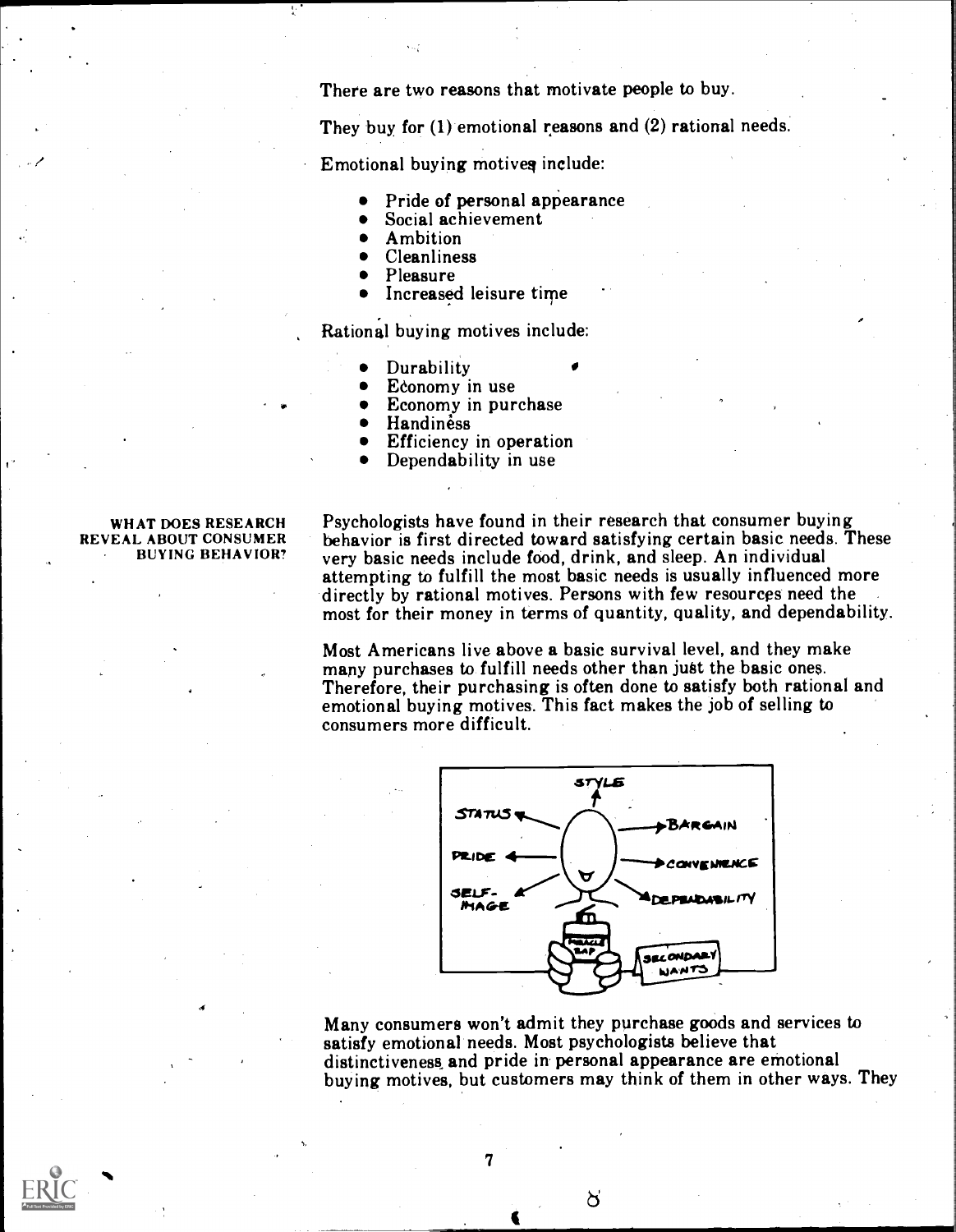There are two reasons that motivate people to buy.

They buy for (1) emotional reasons and (2) rational needs.

Emotional buying motives include:

- Pride of personal appearance
- Social achievement
- Ambition
- Cleanliness
- Pleasure
- Increased leisure time

Rational buying motives include:

- Durability
- Economy in use
- Economy in purchase
- Handiness
- Efficiency in operation
- Dependability in use

## WHAT DOES RESEARCH REVEAL ABOUT CONSUMER BUYING BEHAVIOR?

Psychologists have found in their research that consumer buying behavior is first directed toward satisfying certain basic needs. These very basic needs include food, drink, and sleep. An individual attempting to fulfill the most basic needs is usually influenced more directly by rational motives. Persons with few resources need the most for their money in terms of quantity, quality, and dependability.

Most Americans live above a basic survival level, and they make many purchases to fulfill needs other than just the basic ones. Therefore, their purchasing is often done to satisfy both rational and emotional buying motives. This fact makes the job of selling to consumers more difficult.

Many consumers won't admit they purchase goods and services to satisfy emotional needs. Most psychologists believe that distinctiveness and pride in personal appearance are emotional buying motives, but customers may think of them in other ways. They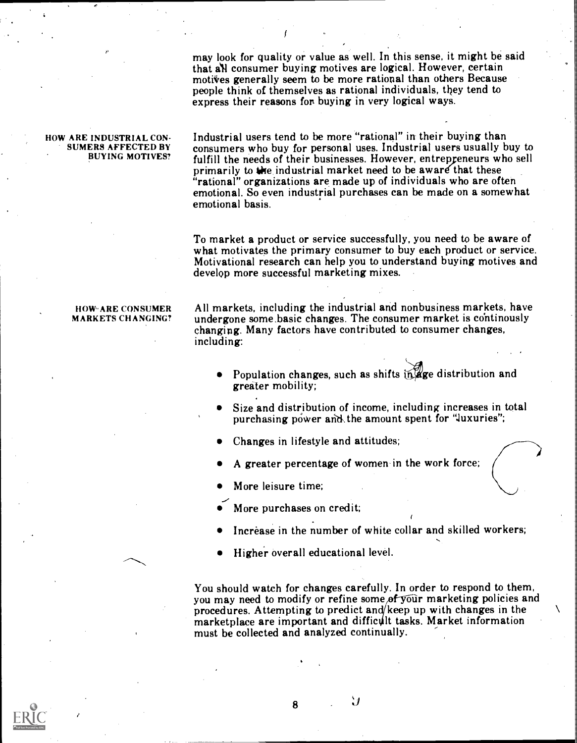may look for quality or value as well. In this sense, it might be said that all consumer buying motives are logical. However, certain motives generally seem to be more rational than others Because people think of themselves as rational individuals, they tend to express their reasons for buying in very logical ways.

**HOW ARE INDUSTRIAL CONSUMERS AFFECTED BY BUYING MOTIVES?**

Industrial users tend to be more "rational" in their buying than consumers who buy for personal uses. Industrial users usually buy to fulfill the needs of their businesses. However, entrepreneurs who sell primarily to the industrial market need to be aware that these "rational" organizations are made up of individuals who are often emotional. So even industrial purchases can be made on a somewhat emotional basis.

To market a product or service successfully, you need to be aware of what motivates the primary consumer to buy each product or service. Motivational research can help you to understand buying motives and develop more successful marketing mixes.

**HOW ARE CONSUMER MARKETS CHANGING?**

All markets, including the industrial and nonbusiness markets, have undergone some basic changes. The consumer market is continously changing. Many factors have contributed to consumer changes, including:

- Population changes, such as shifts in age distribution and greater mobility;
- Size and distribution of income, including increases in total purchasing power and the amount spent for "luxuries";
- Changes in lifestyle and attitudes;
- A greater percentage of women in the work force;
- More leisure time;
- More purchases on credit;
- Increase in the number of white collar and skilled workers;
- Higher overall educational level.

You should watch for changes carefully. In order to respond to them, you may need to modify or refine some of your marketing policies and procedures. Attempting to predict and keep up with changes in the marketplace are important and difficult tasks. Market information must be collected and analyzed continually.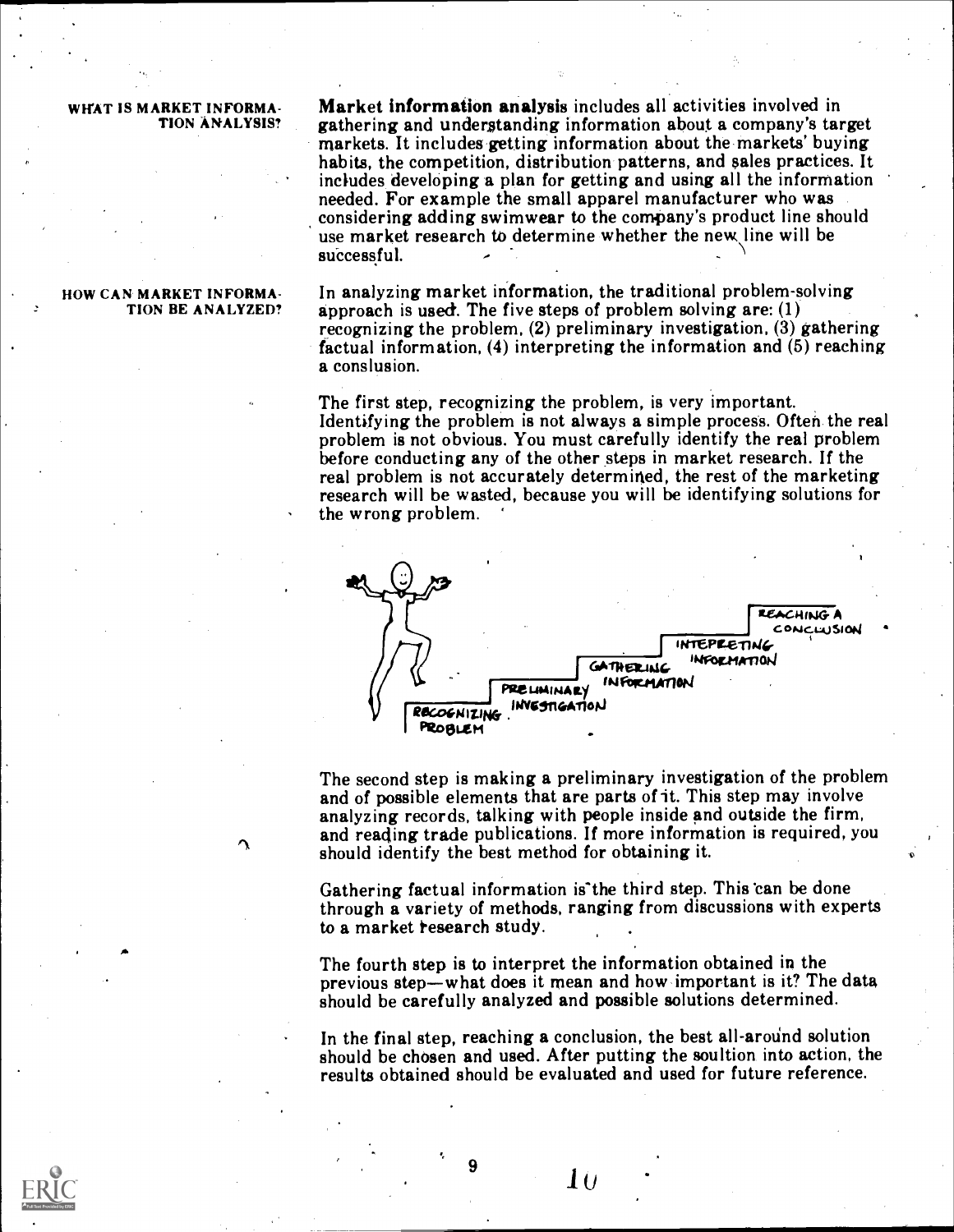**WHAT IS MARKET INFORMATION ANALYSIS?**

**Market information analysis** includes all activities involved in gathering and understanding information about a company's target markets. It includes getting information about the markets' buying habits, the competition, distribution patterns, and sales practices. It includes developing a plan for getting and using all the information needed. For example the small apparel manufacturer who was considering adding swimwear to the company's product line should use market research to determine whether the new line will be successful.

**HOW CAN MARKET INFORMATION BE ANALYZED?**

In analyzing market information, the traditional problem-solving approach is used. The five steps of problem solving are: (1) recognizing the problem, (2) preliminary investigation, (3) gathering factual information, (4) interpreting the information and (5) reaching a conslusion.

The first step, recognizing the problem, is very important. Identifying the problem is not always a simple process. Often the real problem is not obvious. You must carefully identify the real problem before conducting any of the other steps in market research. If the real problem is not accurately determined, the rest of the marketing research will be wasted, because you will be identifying solutions for the wrong problem.

RECOGNIZING PROBLEM — PRELIMINARY INVESTIGATION — GATHERING INFORMATION — INTEPRETING INFORMATION — REACHING A CONCLUSION

The second step is making a preliminary investigation of the problem and of possible elements that are parts of it. This step may involve analyzing records, talking with people inside and outside the firm, and reading trade publications. If more information is required, you should identify the best method for obtaining it.

Gathering factual information is the third step. This can be done through a variety of methods, ranging from discussions with experts to a market research study.

The fourth step is to interpret the information obtained in the previous step—what does it mean and how important is it? The data should be carefully analyzed and possible solutions determined.

In the final step, reaching a conclusion, the best all-around solution should be chosen and used. After putting the soultion into action, the results obtained should be evaluated and used for future reference.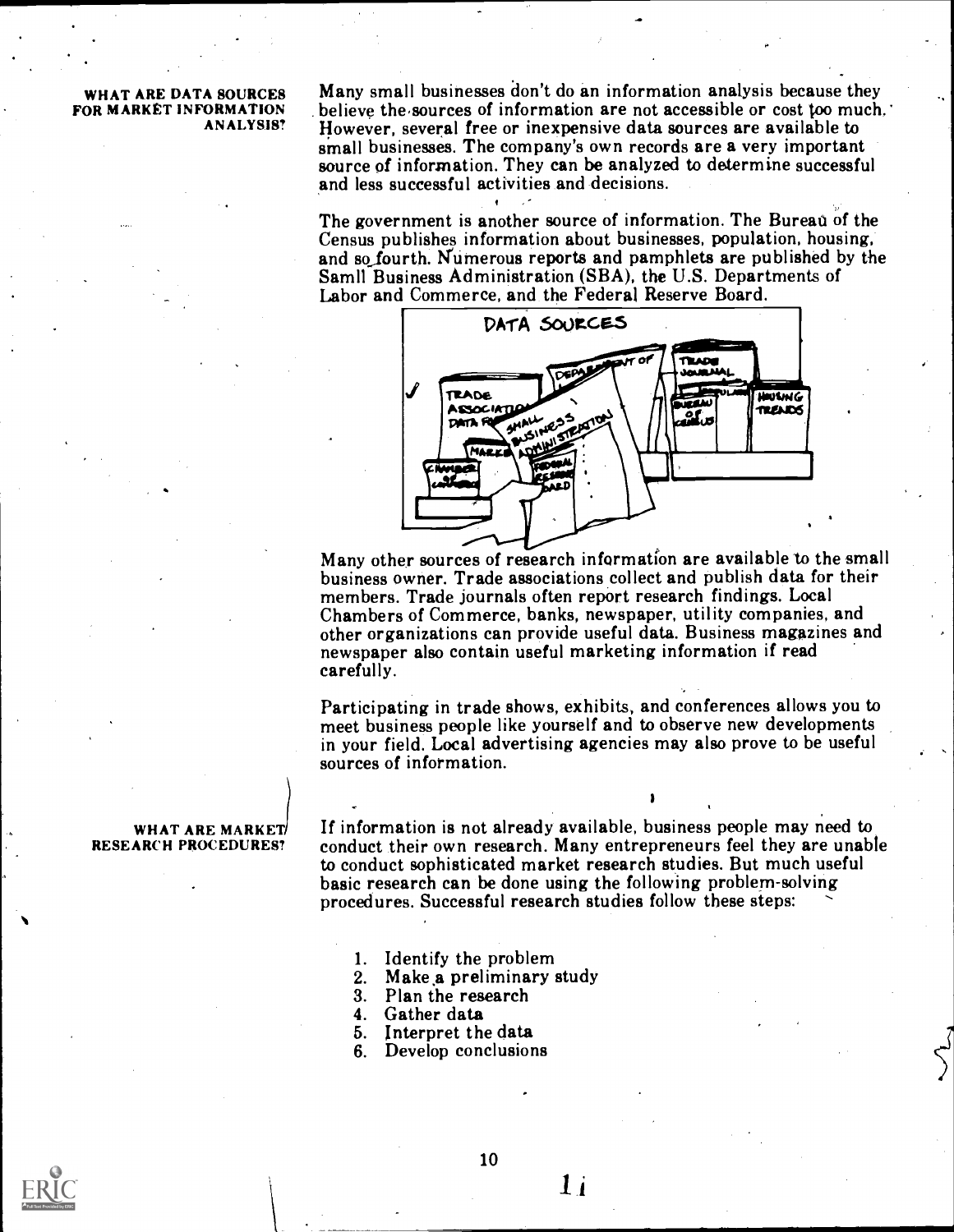## WHAT ARE DATA SOURCES FOR MARKET INFORMATION ANALYSIS?

Many small businesses don't do an information analysis because they believe the sources of information are not accessible or cost too much. However, several free or inexpensive data sources are available to small businesses. The company's own records are a very important source of information. They can be analyzed to determine successful and less successful activities and decisions.

The government is another source of information. The Bureau of the Census publishes information about businesses, population, housing, and so fourth. Numerous reports and pamphlets are published by the Samll Business Administration (SBA), the U.S. Departments of Labor and Commerce, and the Federal Reserve Board.

Many other sources of research information are available to the small business owner. Trade associations collect and publish data for their members. Trade journals often report research findings. Local Chambers of Commerce, banks, newspaper, utility companies, and other organizations can provide useful data. Business magazines and newspaper also contain useful marketing information if read carefully.

Participating in trade shows, exhibits, and conferences allows you to meet business people like yourself and to observe new developments in your field. Local advertising agencies may also prove to be useful sources of information.

## WHAT ARE MARKET RESEARCH PROCEDURES?

If information is not already available, business people may need to conduct their own research. Many entrepreneurs feel they are unable to conduct sophisticated market research studies. But much useful basic research can be done using the following problem-solving procedures. Successful research studies follow these steps:

1. Identify the problem
2. Make a preliminary study
3. Plan the research
4. Gather data
5. Interpret the data
6. Develop conclusions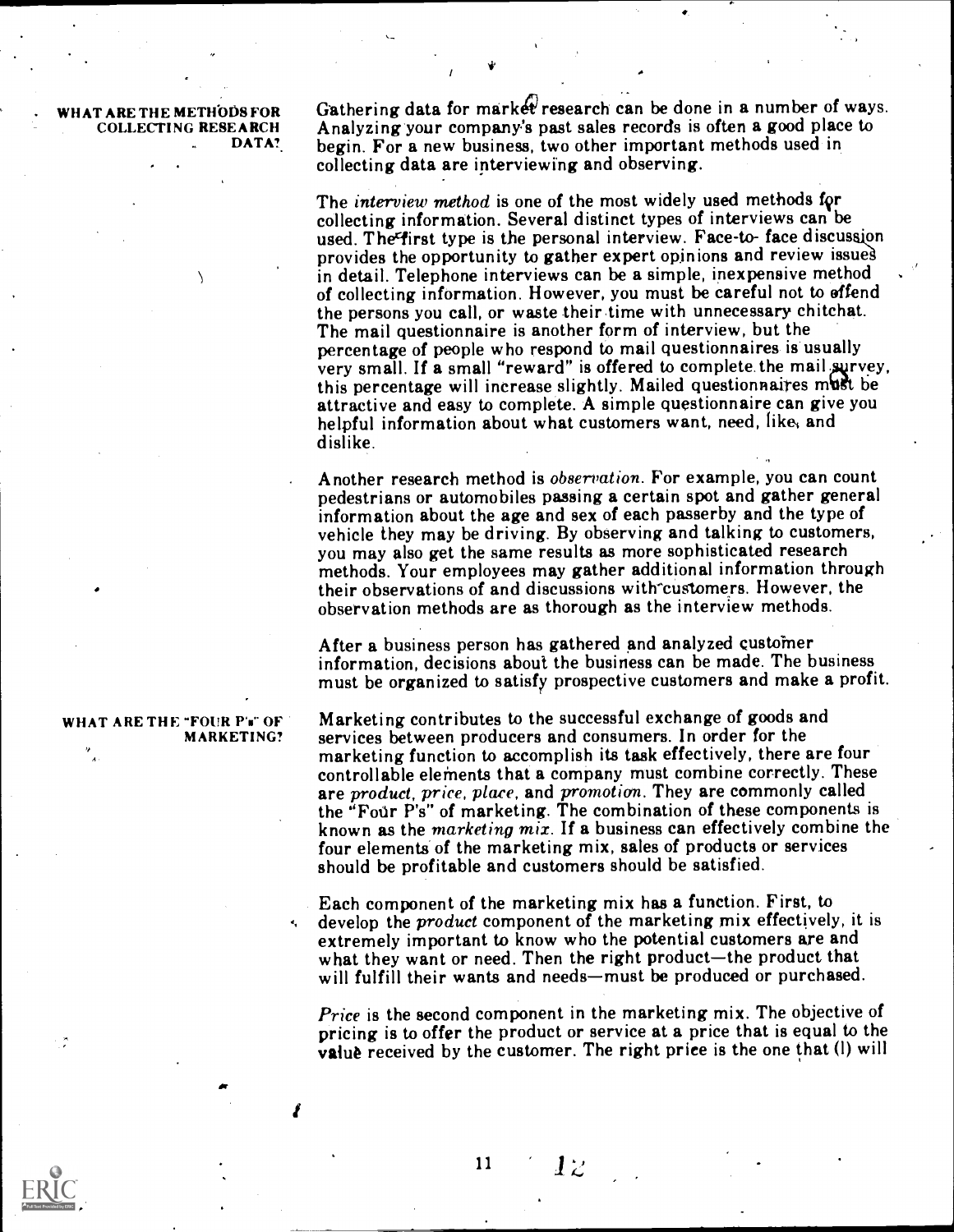## WHAT ARE THE METHODS FOR COLLECTING RESEARCH DATA?

Gathering data for market research can be done in a number of ways. Analyzing your company's past sales records is often a good place to begin. For a new business, two other important methods used in collecting data are interviewing and observing.

The *interview method* is one of the most widely used methods for collecting information. Several distinct types of interviews can be used. The first type is the personal interview. Face-to- face discussion provides the opportunity to gather expert opinions and review issues in detail. Telephone interviews can be a simple, inexpensive method of collecting information. However, you must be careful not to offend the persons you call, or waste their time with unnecessary chitchat. The mail questionnaire is another form of interview, but the percentage of people who respond to mail questionnaires is usually very small. If a small "reward" is offered to complete the mail survey, this percentage will increase slightly. Mailed questionnaires must be attractive and easy to complete. A simple questionnaire can give you helpful information about what customers want, need, like, and dislike.

Another research method is *observation*. For example, you can count pedestrians or automobiles passing a certain spot and gather general information about the age and sex of each passerby and the type of vehicle they may be driving. By observing and talking to customers, you may also get the same results as more sophisticated research methods. Your employees may gather additional information through their observations of and discussions with customers. However, the observation methods are as thorough as the interview methods.

After a business person has gathered and analyzed customer information, decisions about the business can be made. The business must be organized to satisfy prospective customers and make a profit.

## WHAT ARE THE "FOUR P's" OF MARKETING?

Marketing contributes to the successful exchange of goods and services between producers and consumers. In order for the marketing function to accomplish its task effectively, there are four controllable elements that a company must combine correctly. These are *product*, *price*, *place*, and *promotion*. They are commonly called the "Four P's" of marketing. The combination of these components is known as the *marketing mix*. If a business can effectively combine the four elements of the marketing mix, sales of products or services should be profitable and customers should be satisfied.

Each component of the marketing mix has a function. First, to develop the *product* component of the marketing mix effectively, it is extremely important to know who the potential customers are and what they want or need. Then the right product—the product that will fulfill their wants and needs—must be produced or purchased.

*Price* is the second component in the marketing mix. The objective of pricing is to offer the product or service at a price that is equal to the value received by the customer. The right price is the one that (1) will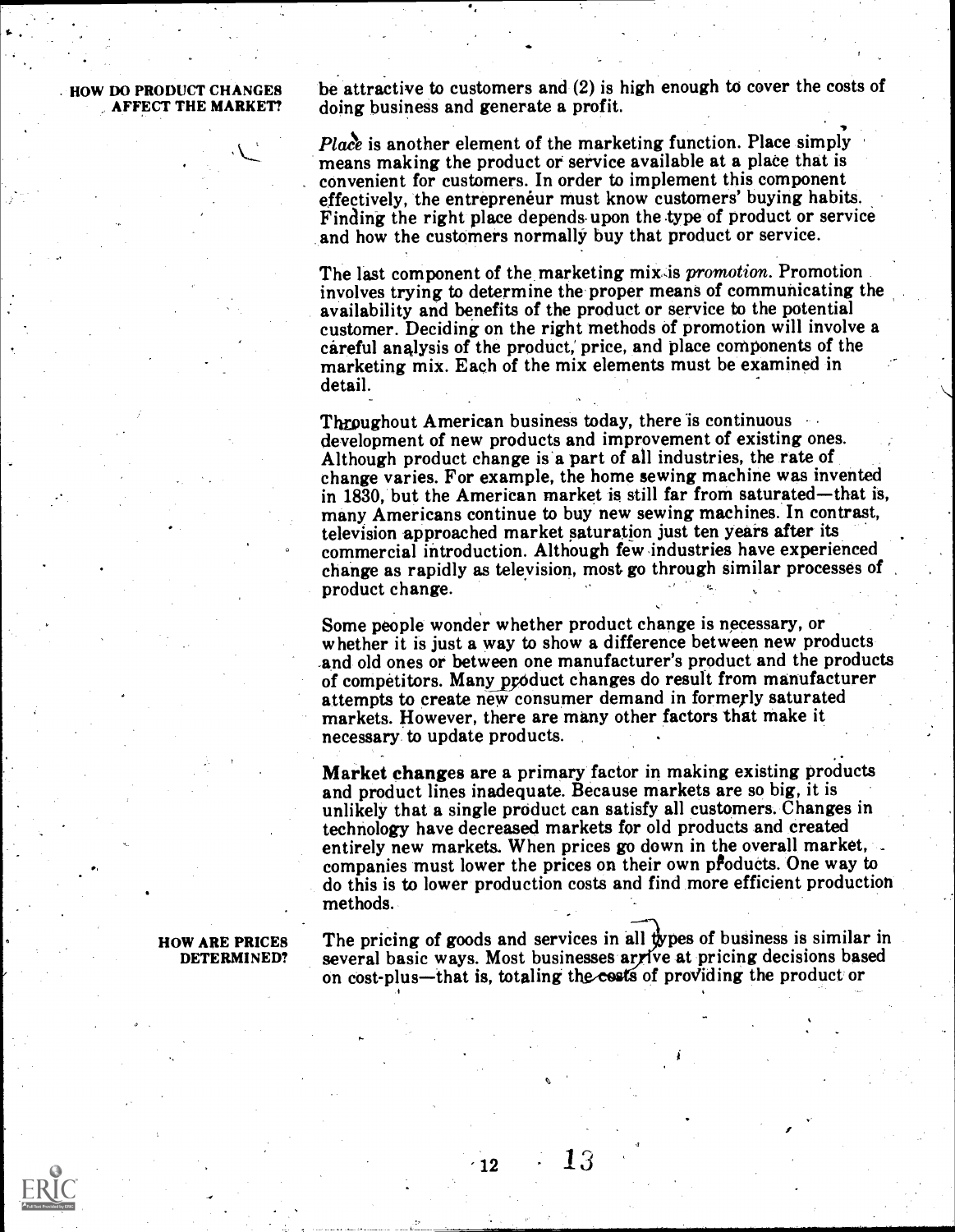be attractive to customers and (2) is high enough to cover the costs of doing business and generate a profit.

*Place* is another element of the marketing function. Place simply means making the product or service available at a place that is convenient for customers. In order to implement this component effectively, the entrepreneur must know customers' buying habits. Finding the right place depends upon the type of product or service and how the customers normally buy that product or service.

The last component of the marketing mix is *promotion*. Promotion involves trying to determine the proper means of communicating the availability and benefits of the product or service to the potential customer. Deciding on the right methods of promotion will involve a careful analysis of the product, price, and place components of the marketing mix. Each of the mix elements must be examined in detail.

## HOW DO PRODUCT CHANGES AFFECT THE MARKET?

Throughout American business today, there is continuous development of new products and improvement of existing ones. Although product change is a part of all industries, the rate of change varies. For example, the home sewing machine was invented in 1830, but the American market is still far from saturated—that is, many Americans continue to buy new sewing machines. In contrast, television approached market saturation just ten years after its commercial introduction. Although few industries have experienced change as rapidly as television, most go through similar processes of product change.

Some people wonder whether product change is necessary, or whether it is just a way to show a difference between new products and old ones or between one manufacturer's product and the products of competitors. Many product changes do result from manufacturer attempts to create new consumer demand in formerly saturated markets. However, there are many other factors that make it necessary to update products.

**Market changes** are a primary factor in making existing products and product lines inadequate. Because markets are so big, it is unlikely that a single product can satisfy all customers. Changes in technology have decreased markets for old products and created entirely new markets. When prices go down in the overall market, companies must lower the prices on their own products. One way to do this is to lower production costs and find more efficient production methods.

## HOW ARE PRICES DETERMINED?

The pricing of goods and services in all types of business is similar in several basic ways. Most businesses arrive at pricing decisions based on cost-plus—that is, totaling the costs of providing the product or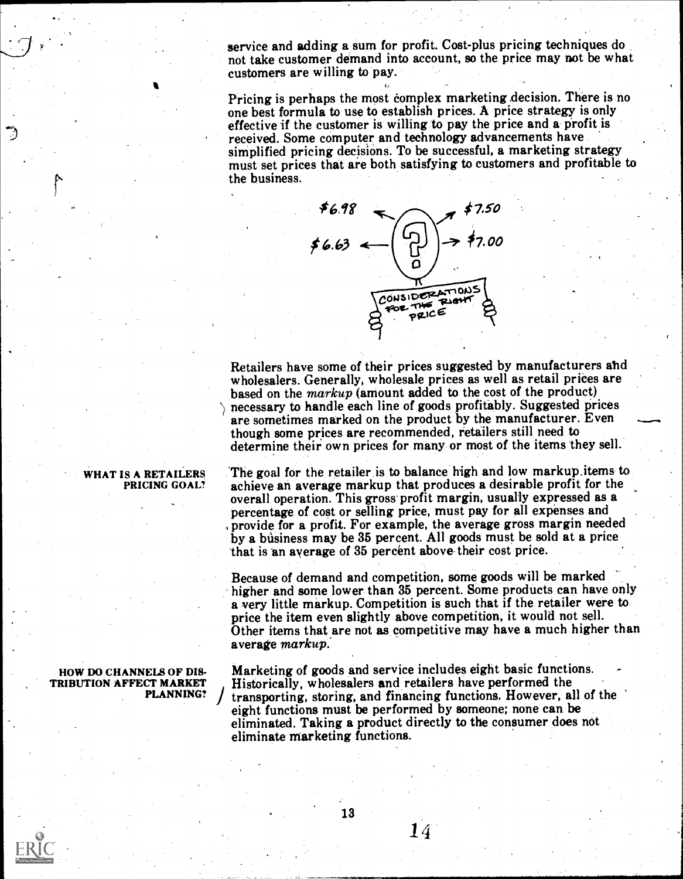service and adding a sum for profit. Cost-plus pricing techniques do not take customer demand into account, so the price may not be what customers are willing to pay.

Pricing is perhaps the most complex marketing decision. There is no one best formula to use to establish prices. A price strategy is only effective if the customer is willing to pay the price and a profit is received. Some computer and technology advancements have simplified pricing decisions. To be successful, a marketing strategy must set prices that are both satisfying to customers and profitable to the business.

Retailers have some of their prices suggested by manufacturers and wholesalers. Generally, wholesale prices as well as retail prices are based on the *markup* (amount added to the cost of the product) necessary to handle each line of goods profitably. Suggested prices are sometimes marked on the product by the manufacturer. Even though some prices are recommended, retailers still need to determine their own prices for many or most of the items they sell.

**WHAT IS A RETAILERS PRICING GOAL?**

The goal for the retailer is to balance high and low markup items to achieve an average markup that produces a desirable profit for the overall operation. This gross profit margin, usually expressed as a percentage of cost or selling price, must pay for all expenses and provide for a profit. For example, the average gross margin needed by a business may be 35 percent. All goods must be sold at a price that is an average of 35 percent above their cost price.

Because of demand and competition, some goods will be marked higher and some lower than 35 percent. Some products can have only a very little markup. Competition is such that if the retailer were to price the item even slightly above competition, it would not sell. Other items that are not as competitive may have a much higher than average *markup*.

**HOW DO CHANNELS OF DISTRIBUTION AFFECT MARKET PLANNING?**

Marketing of goods and service includes eight basic functions. Historically, wholesalers and retailers have performed the transporting, storing, and financing functions. However, all of the eight functions must be performed by someone; none can be eliminated. Taking a product directly to the consumer does not eliminate marketing functions.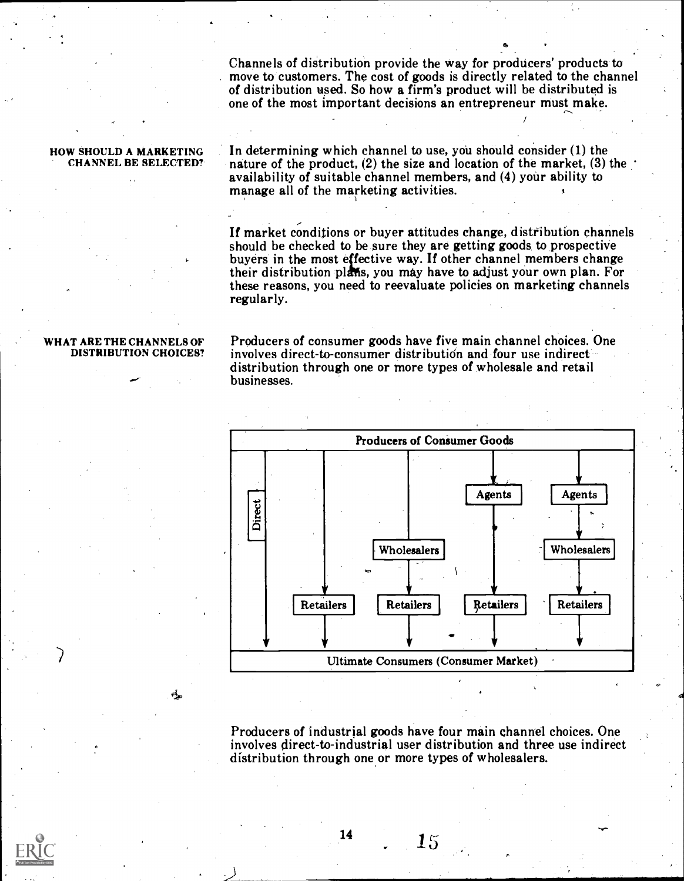Channels of distribution provide the way for producers' products to move to customers. The cost of goods is directly related to the channel of distribution used. So how a firm's product will be distributed is one of the most important decisions an entrepreneur must make.

**HOW SHOULD A MARKETING CHANNEL BE SELECTED?**

In determining which channel to use, you should consider (1) the nature of the product, (2) the size and location of the market, (3) the availability of suitable channel members, and (4) your ability to manage all of the marketing activities.

If market conditions or buyer attitudes change, distribution channels should be checked to be sure they are getting goods to prospective buyers in the most effective way. If other channel members change their distribution plans, you may have to adjust your own plan. For these reasons, you need to reevaluate policies on marketing channels regularly.

**WHAT ARE THE CHANNELS OF DISTRIBUTION CHOICES?**

Producers of consumer goods have five main channel choices. One involves direct-to-consumer distribution and four use indirect distribution through one or more types of wholesale and retail businesses.

| Producers of Consumer Goods | | | | |
|---|---|---|---|---|
| Direct | | | Agents | Agents |
| | | Wholesalers | | Wholesalers |
| | Retailers | Retailers | Retailers | Retailers |
| Ultimate Consumers (Consumer Market) | | | | |

Producers of industrial goods have four main channel choices. One involves direct-to-industrial user distribution and three use indirect distribution through one or more types of wholesalers.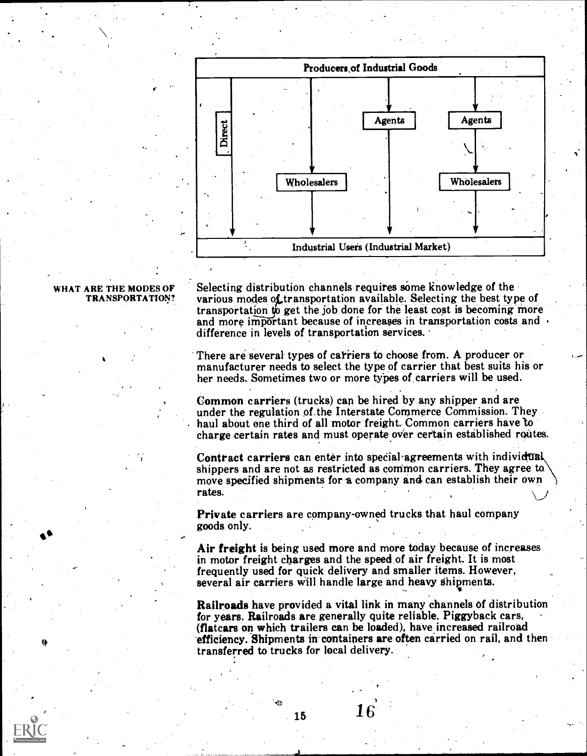Producers of Industrial Goods

| Direct | | Agents | Agents |
|---|---|---|---|
| | Wholesalers | | Wholesalers |

Industrial Users (Industrial Market)

**WHAT ARE THE MODES OF TRANSPORTATION?**

Selecting distribution channels requires some knowledge of the various modes of transportation available. Selecting the best type of transportation to get the job done for the least cost is becoming more and more important because of increases in transportation costs and difference in levels of transportation services.

There are several types of carriers to choose from. A producer or manufacturer needs to select the type of carrier that best suits his or her needs. Sometimes two or more types of carriers will be used.

**Common carriers** (trucks) can be hired by any shipper and are under the regulation of the Interstate Commerce Commission. They haul about one third of all motor freight. Common carriers have to charge certain rates and must operate over certain established routes.

**Contract carriers** can enter into special agreements with individual shippers and are not as restricted as common carriers. They agree to move specified shipments for a company and can establish their own rates.

**Private carriers** are company-owned trucks that haul company goods only.

**Air freight** is being used more and more today because of increases in motor freight charges and the speed of air freight. It is most frequently used for quick delivery and smaller items. However, several air carriers will handle large and heavy shipments.

**Railroads** have provided a vital link in many channels of distribution for years. Railroads are generally quite reliable. Piggyback cars, (flatcars on which trailers can be loaded), have increased railroad efficiency. Shipments in containers are often carried on rail, and then transferred to trucks for local delivery.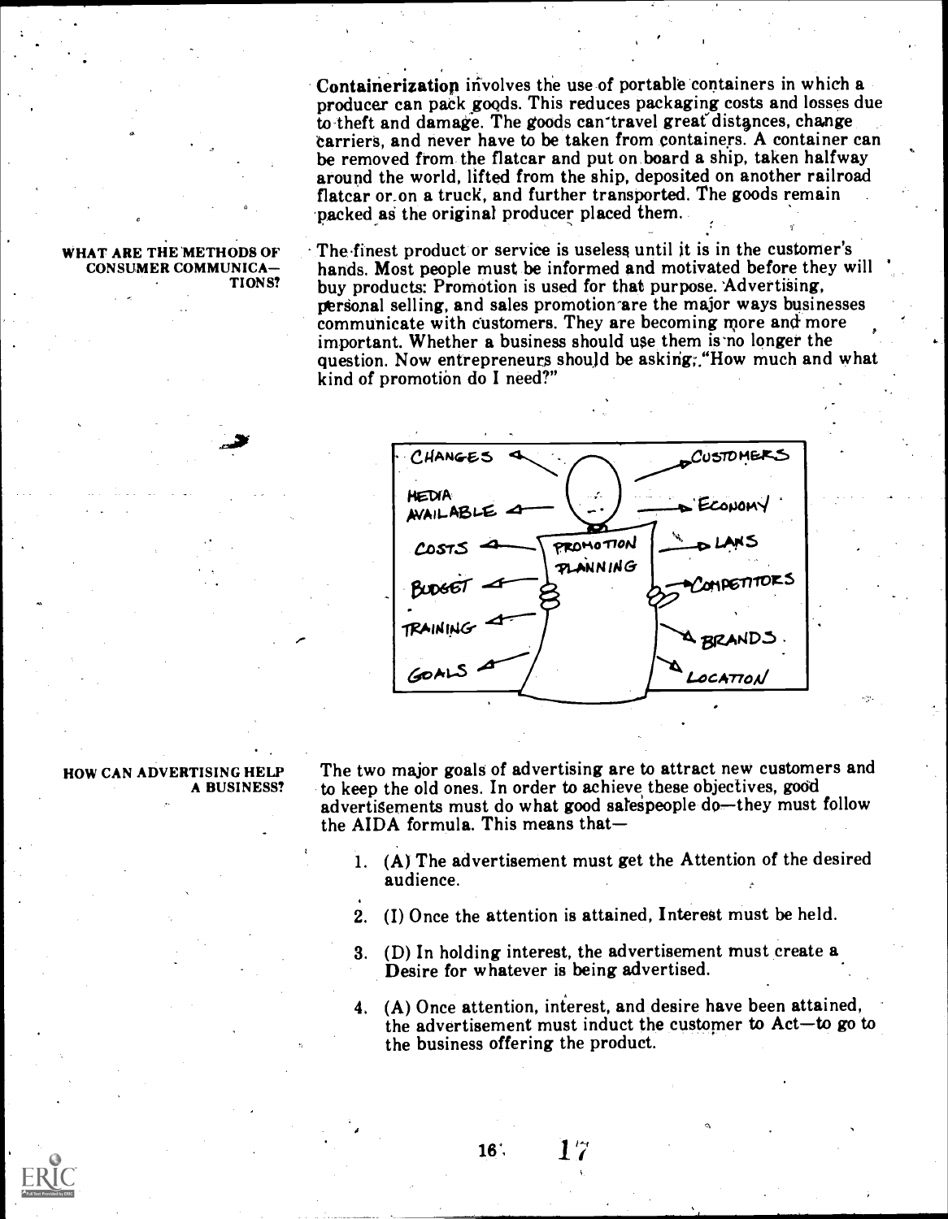Containerization involves the use of portable containers in which a producer can pack goods. This reduces packaging costs and losses due to theft and damage. The goods can travel great distances, change carriers, and never have to be taken from containers. A container can be removed from the flatcar and put on board a ship, taken halfway around the world, lifted from the ship, deposited on another railroad flatcar or on a truck, and further transported. The goods remain packed as the original producer placed them.

**WHAT ARE THE METHODS OF CONSUMER COMMUNICATIONS?**

The finest product or service is useless until it is in the customer's hands. Most people must be informed and motivated before they will buy products. Promotion is used for that purpose. Advertising, personal selling, and sales promotion are the major ways businesses communicate with customers. They are becoming more and more important. Whether a business should use them is no longer the question. Now entrepreneurs should be asking, "How much and what kind of promotion do I need?"

CHANGES, MEDIA AVAILABLE, COSTS, BUDGET, TRAINING, GOALS — PROMOTION PLANNING — CUSTOMERS, ECONOMY, LAWS, COMPETITORS, BRANDS, LOCATION

**HOW CAN ADVERTISING HELP A BUSINESS?**

The two major goals of advertising are to attract new customers and to keep the old ones. In order to achieve these objectives, good advertisements must do what good salespeople do—they must follow the AIDA formula. This means that—

1. (A) The advertisement must get the Attention of the desired audience.

2. (I) Once the attention is attained, Interest must be held.

3. (D) In holding interest, the advertisement must create a Desire for whatever is being advertised.

4. (A) Once attention, interest, and desire have been attained, the advertisement must induct the customer to Act—to go to the business offering the product.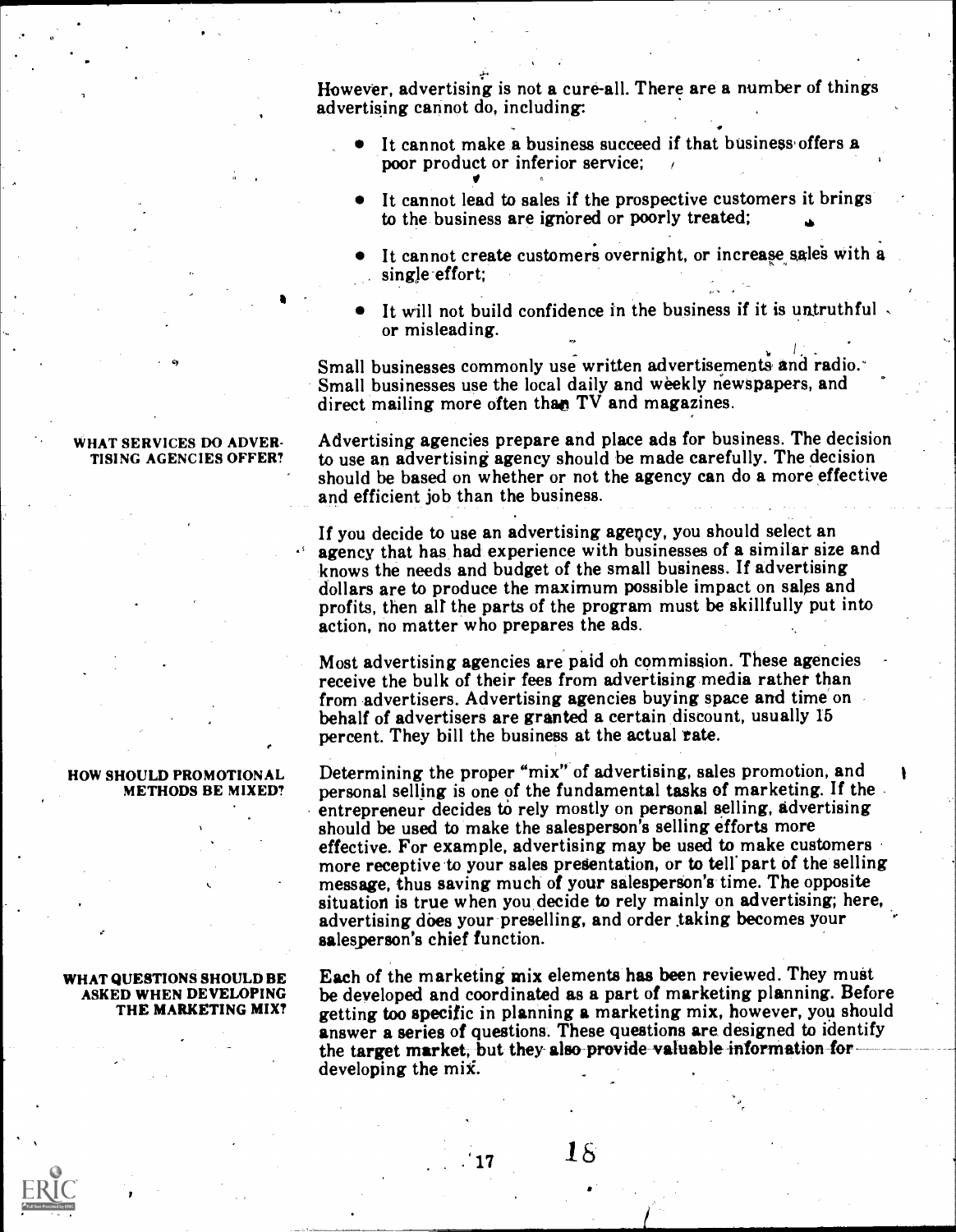However, advertising is not a cure-all. There are a number of things advertising cannot do, including:

- It cannot make a business succeed if that business offers a poor product or inferior service;
- It cannot lead to sales if the prospective customers it brings to the business are ignored or poorly treated;
- It cannot create customers overnight, or increase sales with a single effort;
- It will not build confidence in the business if it is untruthful or misleading.

Small businesses commonly use written advertisements and radio. Small businesses use the local daily and weekly newspapers, and direct mailing more often than TV and magazines.

## WHAT SERVICES DO ADVERTISING AGENCIES OFFER?

Advertising agencies prepare and place ads for business. The decision to use an advertising agency should be made carefully. The decision should be based on whether or not the agency can do a more effective and efficient job than the business.

If you decide to use an advertising agency, you should select an agency that has had experience with businesses of a similar size and knows the needs and budget of the small business. If advertising dollars are to produce the maximum possible impact on sales and profits, then all the parts of the program must be skillfully put into action, no matter who prepares the ads.

Most advertising agencies are paid on commission. These agencies receive the bulk of their fees from advertising media rather than from advertisers. Advertising agencies buying space and time on behalf of advertisers are granted a certain discount, usually 15 percent. They bill the business at the actual rate.

## HOW SHOULD PROMOTIONAL METHODS BE MIXED?

Determining the proper "mix" of advertising, sales promotion, and personal selling is one of the fundamental tasks of marketing. If the entrepreneur decides to rely mostly on personal selling, advertising should be used to make the salesperson's selling efforts more effective. For example, advertising may be used to make customers more receptive to your sales presentation, or to tell part of the selling message, thus saving much of your salesperson's time. The opposite situation is true when you decide to rely mainly on advertising; here, advertising does your preselling, and order taking becomes your salesperson's chief function.

## WHAT QUESTIONS SHOULD BE ASKED WHEN DEVELOPING THE MARKETING MIX?

Each of the marketing mix elements has been reviewed. They must be developed and coordinated as a part of marketing planning. Before getting too specific in planning a marketing mix, however, you should answer a series of questions. These questions are designed to identify the target market, but they also provide valuable information for developing the mix.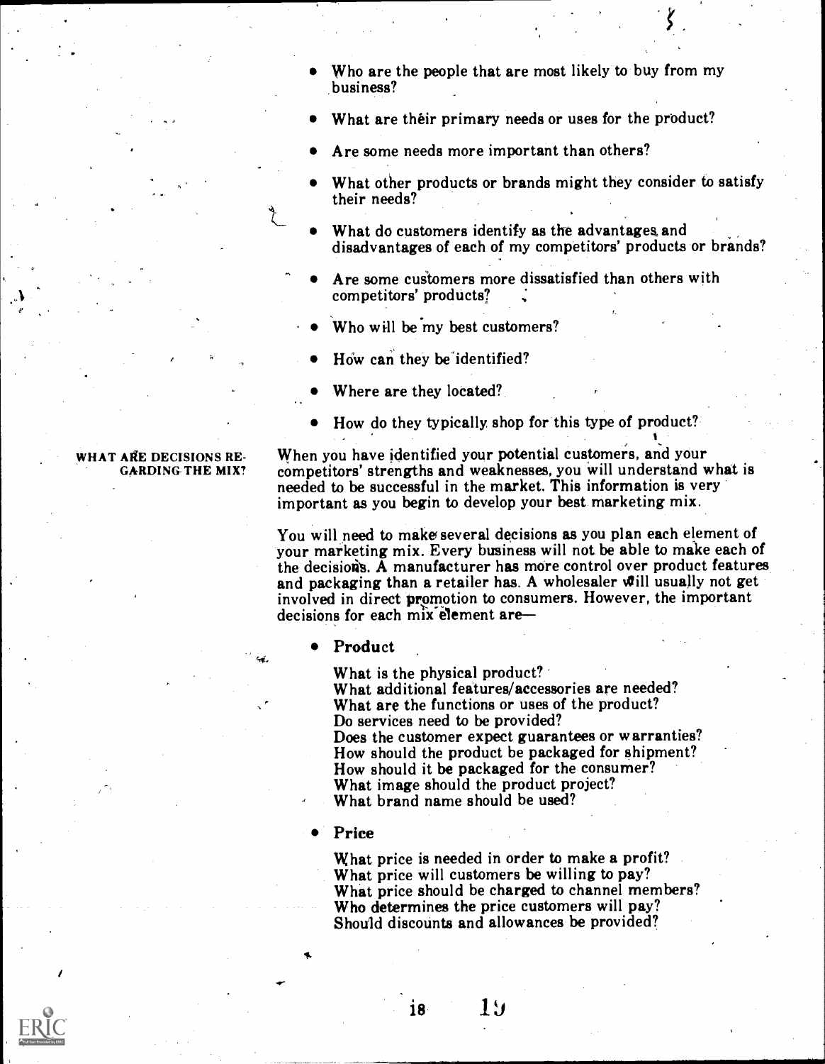- Who are the people that are most likely to buy from my business?
- What are their primary needs or uses for the product?
- Are some needs more important than others?
- What other products or brands might they consider to satisfy their needs?
- What do customers identify as the advantages and disadvantages of each of my competitors' products or brands?
- Are some customers more dissatisfied than others with competitors' products?
- Who will be my best customers?
- How can they be identified?
- Where are they located?
- How do they typically shop for this type of product?

**WHAT ARE DECISIONS REGARDING THE MIX?**

When you have identified your potential customers, and your competitors' strengths and weaknesses, you will understand what is needed to be successful in the market. This information is very important as you begin to develop your best marketing mix.

You will need to make several decisions as you plan each element of your marketing mix. Every business will not be able to make each of the decisions. A manufacturer has more control over product features and packaging than a retailer has. A wholesaler will usually not get involved in direct promotion to consumers. However, the important decisions for each mix element are—

- **Product**

  What is the physical product?
  What additional features/accessories are needed?
  What are the functions or uses of the product?
  Do services need to be provided?
  Does the customer expect guarantees or warranties?
  How should the product be packaged for shipment?
  How should it be packaged for the consumer?
  What image should the product project?
  What brand name should be used?

- **Price**

  What price is needed in order to make a profit?
  What price will customers be willing to pay?
  What price should be charged to channel members?
  Who determines the price customers will pay?
  Should discounts and allowances be provided?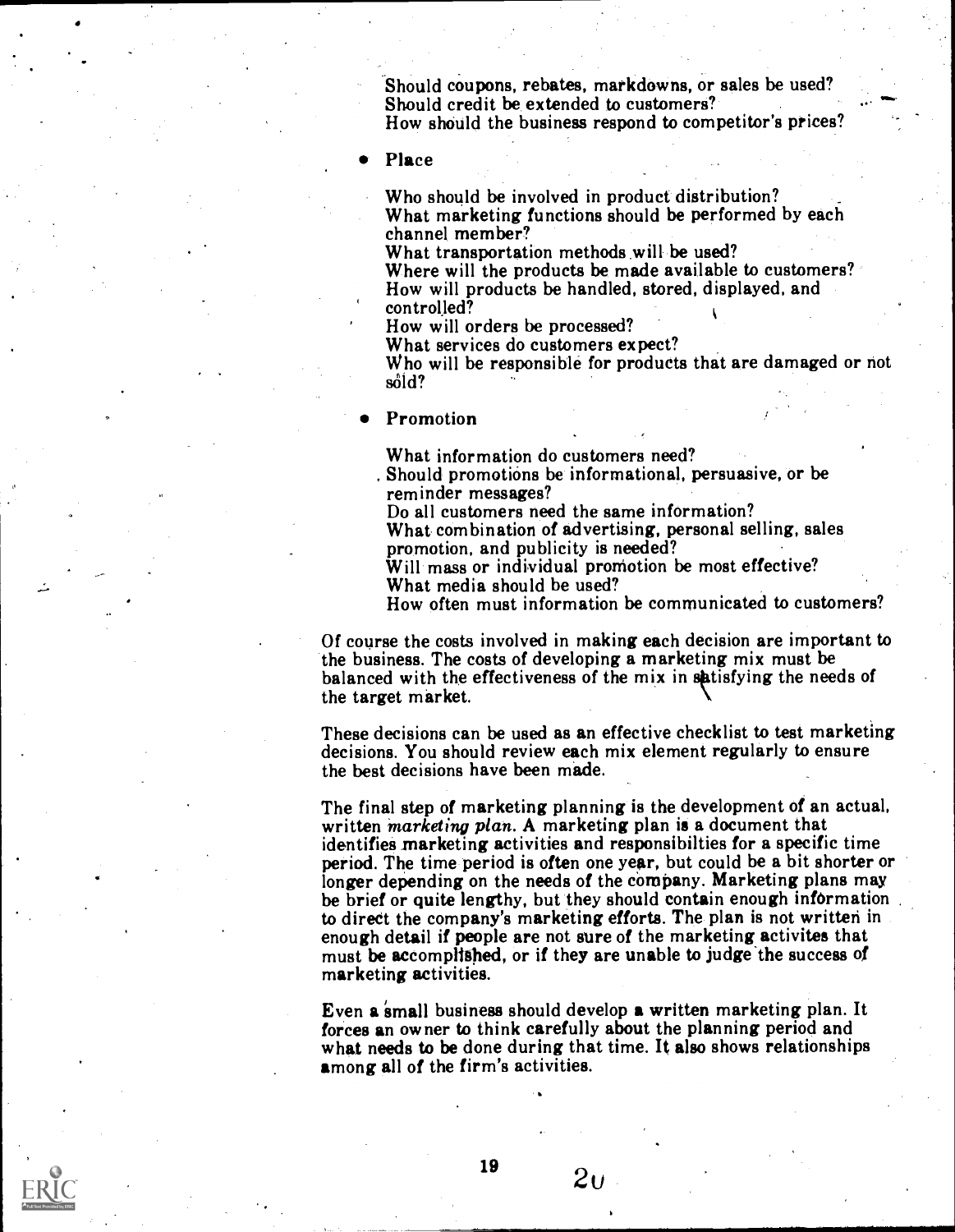Should coupons, rebates, markdowns, or sales be used?
Should credit be extended to customers?
How should the business respond to competitor's prices?

- **Place**

Who should be involved in product distribution?
What marketing functions should be performed by each channel member?
What transportation methods will be used?
Where will the products be made available to customers?
How will products be handled, stored, displayed, and controlled?
How will orders be processed?
What services do customers expect?
Who will be responsible for products that are damaged or not sold?

- **Promotion**

What information do customers need?
Should promotions be informational, persuasive, or be reminder messages?
Do all customers need the same information?
What combination of advertising, personal selling, sales promotion, and publicity is needed?
Will mass or individual promotion be most effective?
What media should be used?
How often must information be communicated to customers?

Of course the costs involved in making each decision are important to the business. The costs of developing a marketing mix must be balanced with the effectiveness of the mix in satisfying the needs of the target market.

These decisions can be used as an effective checklist to test marketing decisions. You should review each mix element regularly to ensure the best decisions have been made.

The final step of marketing planning is the development of an actual, written *marketing plan*. A marketing plan is a document that identifies marketing activities and responsibilties for a specific time period. The time period is often one year, but could be a bit shorter or longer depending on the needs of the company. Marketing plans may be brief or quite lengthy, but they should contain enough information to direct the company's marketing efforts. The plan is not written in enough detail if people are not sure of the marketing activites that must be accomplished, or if they are unable to judge the success of marketing activities.

Even a small business should develop a written marketing plan. It forces an owner to think carefully about the planning period and what needs to be done during that time. It also shows relationships among all of the firm's activities.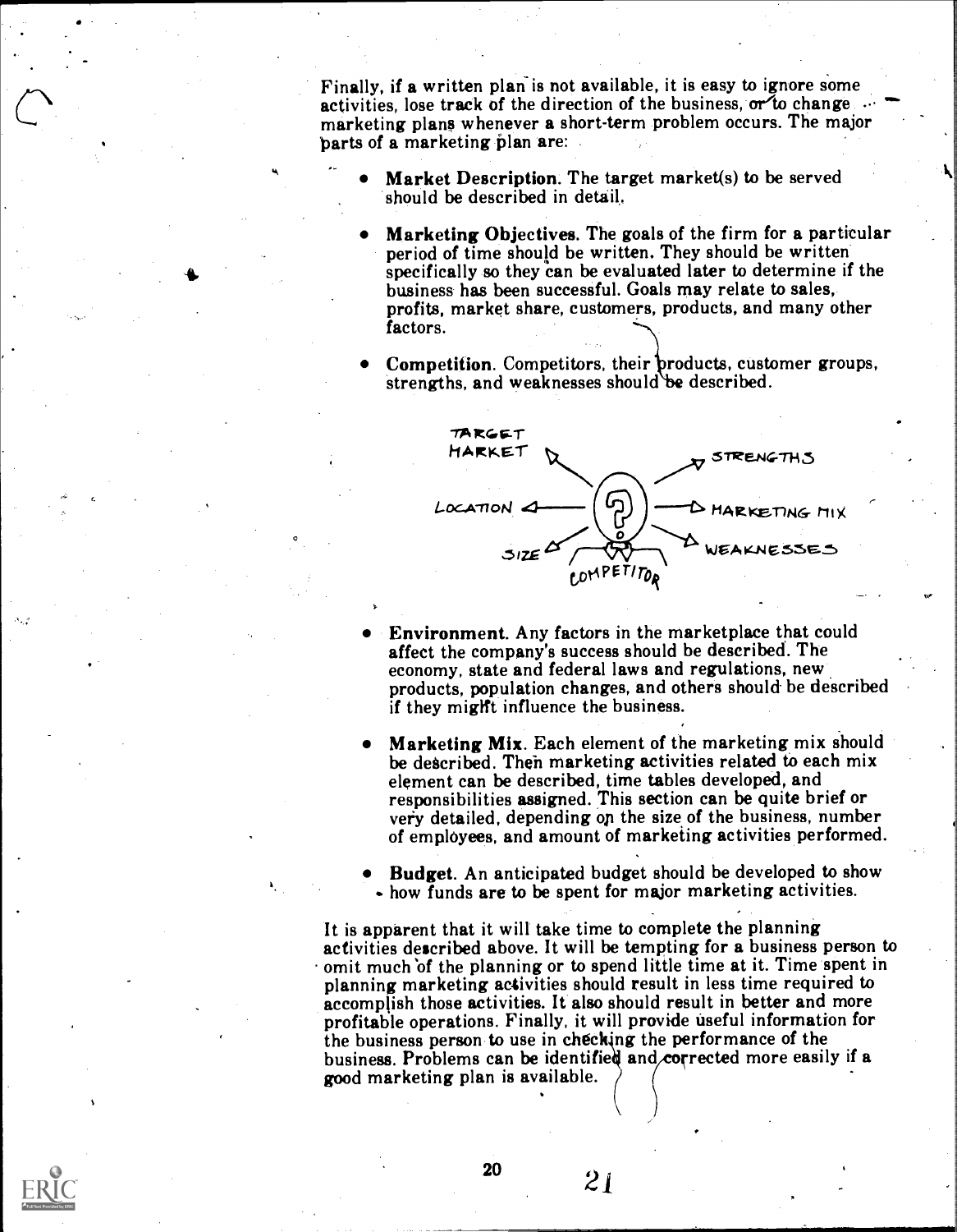Finally, if a written plan is not available, it is easy to ignore some activities, lose track of the direction of the business, or to change marketing plans whenever a short-term problem occurs. The major parts of a marketing plan are:

- **Market Description**. The target market(s) to be served should be described in detail.

- **Marketing Objectives**. The goals of the firm for a particular period of time should be written. They should be written specifically so they can be evaluated later to determine if the business has been successful. Goals may relate to sales, profits, market share, customers, products, and many other factors.

- **Competition**. Competitors, their products, customer groups, strengths, and weaknesses should be described.

TARGET MARKET — STRENGTHS — LOCATION — MARKETING MIX — SIZE — WEAKNESSES — COMPETITOR

- **Environment**. Any factors in the marketplace that could affect the company's success should be described. The economy, state and federal laws and regulations, new products, population changes, and others should be described if they might influence the business.

- **Marketing Mix**. Each element of the marketing mix should be described. Then marketing activities related to each mix element can be described, time tables developed, and responsibilities assigned. This section can be quite brief or very detailed, depending on the size of the business, number of employees, and amount of marketing activities performed.

- **Budget**. An anticipated budget should be developed to show how funds are to be spent for major marketing activities.

It is apparent that it will take time to complete the planning activities described above. It will be tempting for a business person to omit much of the planning or to spend little time at it. Time spent in planning marketing activities should result in less time required to accomplish those activities. It also should result in better and more profitable operations. Finally, it will provide useful information for the business person to use in checking the performance of the business. Problems can be identified and corrected more easily if a good marketing plan is available.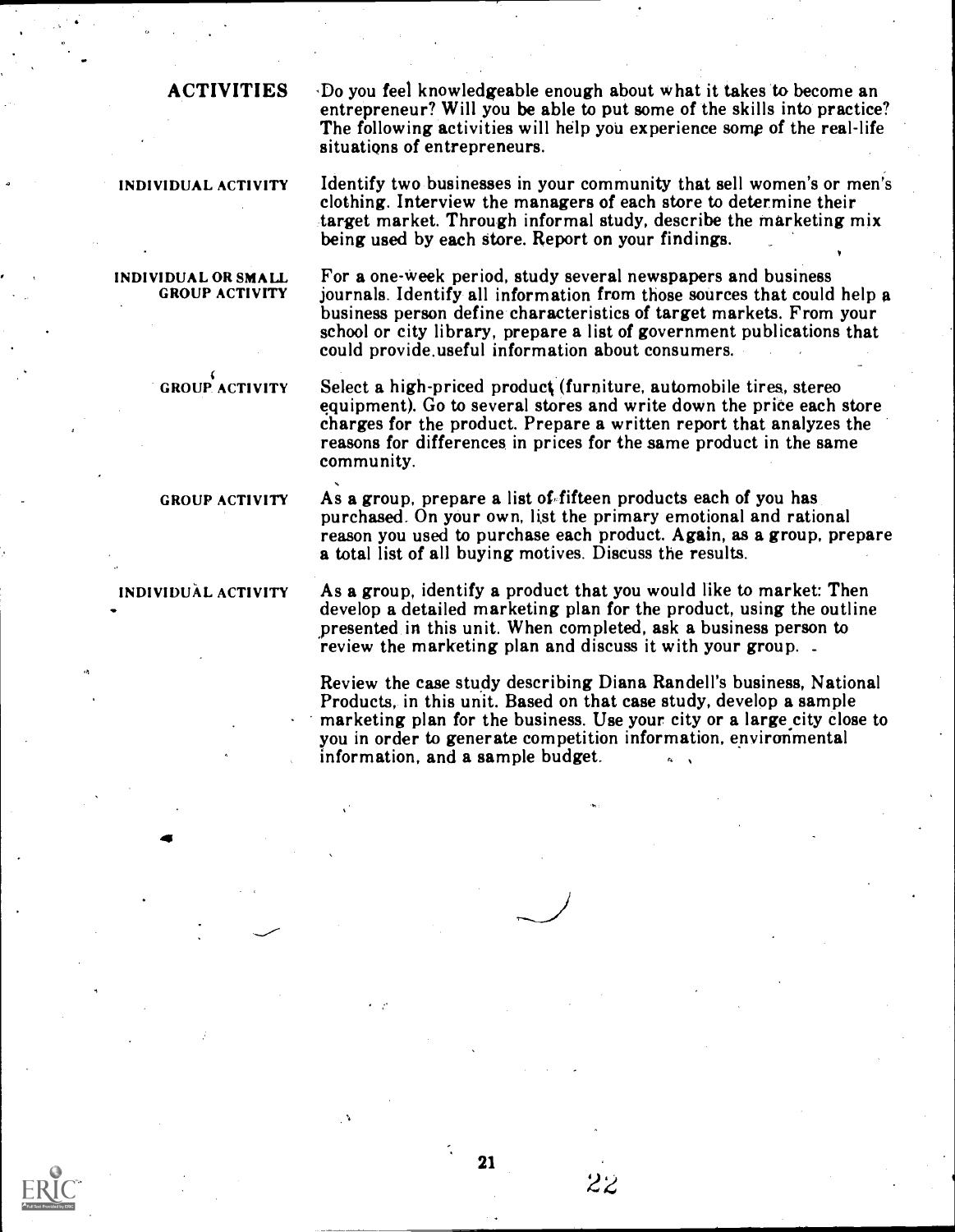## ACTIVITIES

Do you feel knowledgeable enough about what it takes to become an entrepreneur? Will you be able to put some of the skills into practice? The following activities will help you experience some of the real-life situations of entrepreneurs.

**INDIVIDUAL ACTIVITY**

Identify two businesses in your community that sell women's or men's clothing. Interview the managers of each store to determine their target market. Through informal study, describe the marketing mix being used by each store. Report on your findings.

**INDIVIDUAL OR SMALL GROUP ACTIVITY**

For a one-week period, study several newspapers and business journals. Identify all information from those sources that could help a business person define characteristics of target markets. From your school or city library, prepare a list of government publications that could provide useful information about consumers.

**GROUP ACTIVITY**

Select a high-priced product (furniture, automobile tires, stereo equipment). Go to several stores and write down the price each store charges for the product. Prepare a written report that analyzes the reasons for differences in prices for the same product in the same community.

**GROUP ACTIVITY**

As a group, prepare a list of fifteen products each of you has purchased. On your own, list the primary emotional and rational reason you used to purchase each product. Again, as a group, prepare a total list of all buying motives. Discuss the results.

**INDIVIDUAL ACTIVITY**

As a group, identify a product that you would like to market: Then develop a detailed marketing plan for the product, using the outline presented in this unit. When completed, ask a business person to review the marketing plan and discuss it with your group.

Review the case study describing Diana Randell's business, National Products, in this unit. Based on that case study, develop a sample marketing plan for the business. Use your city or a large city close to you in order to generate competition information, environmental information, and a sample budget.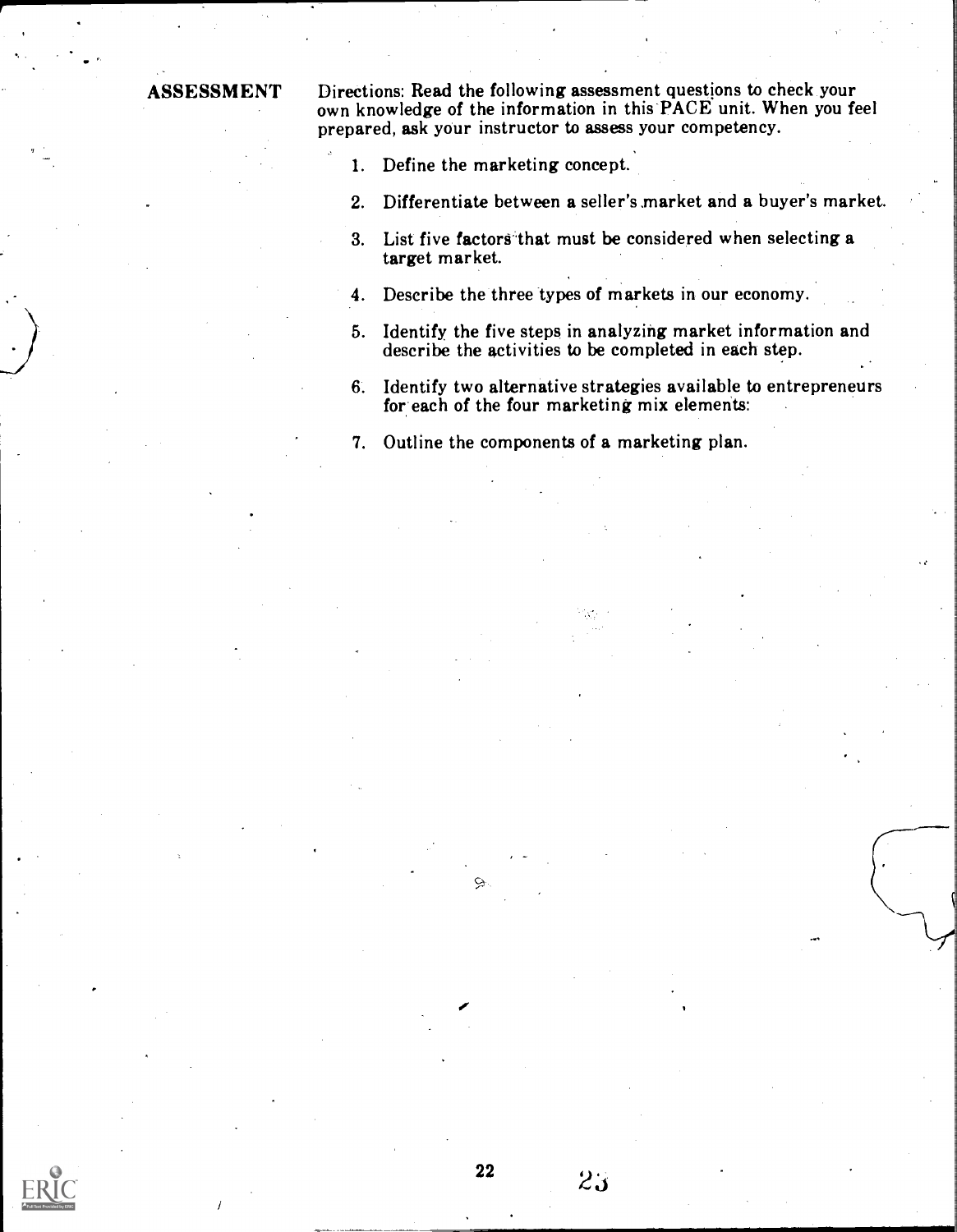## ASSESSMENT

Directions: Read the following assessment questions to check your own knowledge of the information in this PACE unit. When you feel prepared, ask your instructor to assess your competency.

1. Define the marketing concept.
2. Differentiate between a seller's market and a buyer's market.
3. List five factors that must be considered when selecting a target market.
4. Describe the three types of markets in our economy.
5. Identify the five steps in analyzing market information and describe the activities to be completed in each step.
6. Identify two alternative strategies available to entrepreneurs for each of the four marketing mix elements.
7. Outline the components of a marketing plan.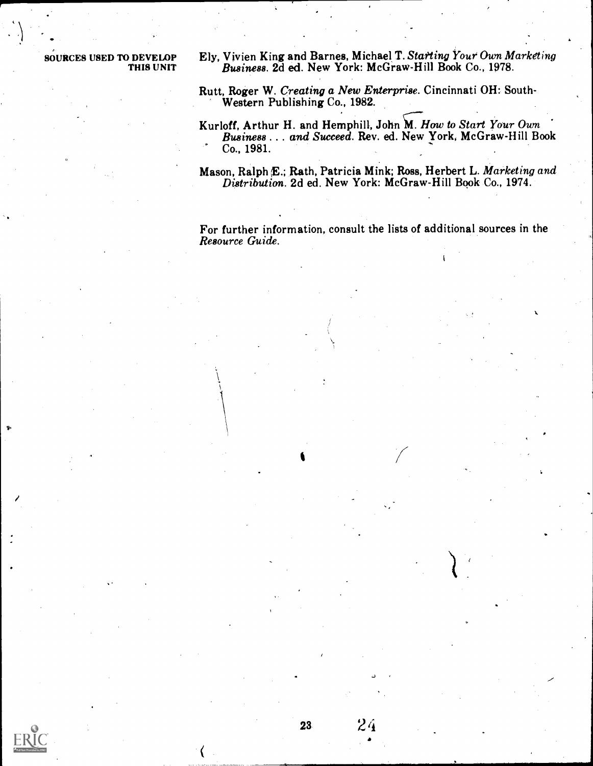**SOURCES USED TO DEVELOP THIS UNIT**

Ely, Vivien King and Barnes, Michael T. *Starting Your Own Marketing Business*. 2d ed. New York: McGraw-Hill Book Co., 1978.

Rutt, Roger W. *Creating a New Enterprise*. Cincinnati OH: South-Western Publishing Co., 1982.

Kurloff, Arthur H. and Hemphill, John M. *How to Start Your Own Business . . . and Succeed*. Rev. ed. New York, McGraw-Hill Book Co., 1981.

Mason, Ralph E.; Rath, Patricia Mink; Ross, Herbert L. *Marketing and Distribution*. 2d ed. New York: McGraw-Hill Book Co., 1974.

For further information, consult the lists of additional sources in the *Resource Guide*.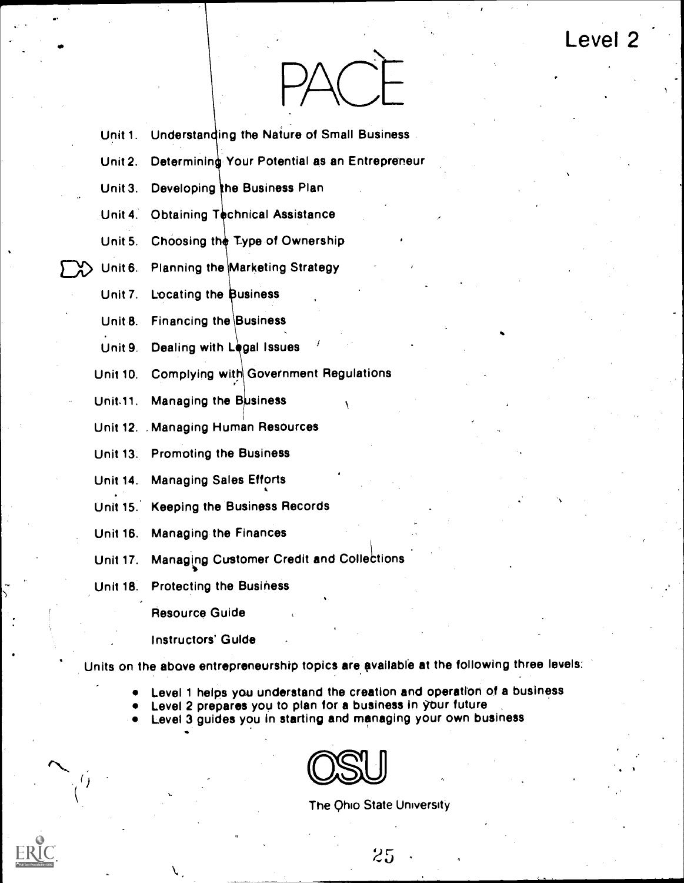Level 2

# PACE

Unit 1. Understanding the Nature of Small Business

Unit 2. Determining Your Potential as an Entrepreneur

Unit 3. Developing the Business Plan

Unit 4. Obtaining Technical Assistance

Unit 5. Choosing the Type of Ownership

Unit 6. Planning the Marketing Strategy

Unit 7. Locating the Business

Unit 8. Financing the Business

Unit 9. Dealing with Legal Issues

Unit 10. Complying with Government Regulations

Unit 11. Managing the Business

Unit 12. Managing Human Resources

Unit 13. Promoting the Business

Unit 14. Managing Sales Efforts

Unit 15. Keeping the Business Records

Unit 16. Managing the Finances

Unit 17. Managing Customer Credit and Collections

Unit 18. Protecting the Business

Resource Guide

Instructors' Guide

Units on the above entrepreneurship topics are available at the following three levels:

- Level 1 helps you understand the creation and operation of a business
- Level 2 prepares you to plan for a business in your future
- Level 3 guides you in starting and managing your own business

OSU

The Ohio State University